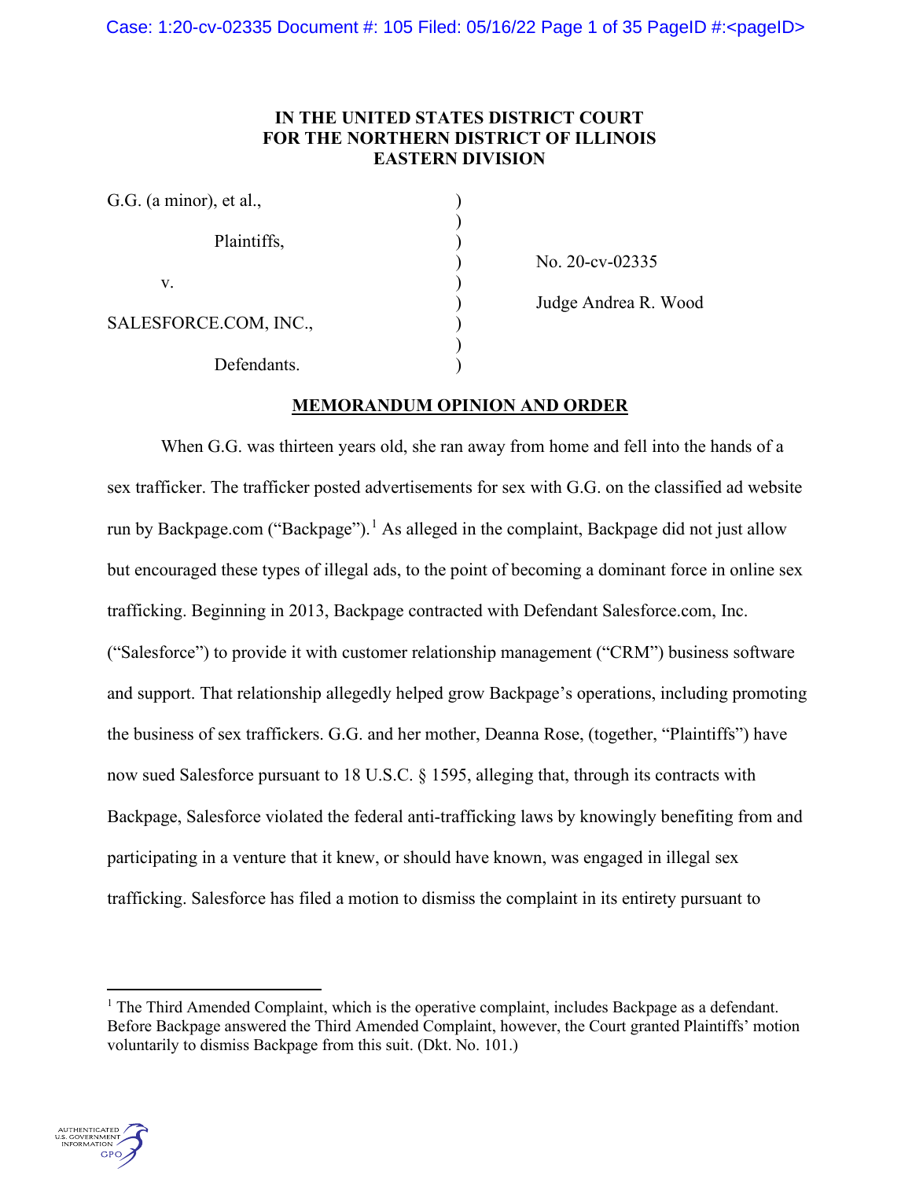**IN THE UNITED STATES DISTRICT COURT**
**FOR THE NORTHERN DISTRICT OF ILLINOIS**
**EASTERN DIVISION**

G.G. (a minor), et al.,

Plaintiffs,

v.

SALESFORCE.COM, INC.,

Defendants.

No. 20-cv-02335

Judge Andrea R. Wood

**MEMORANDUM OPINION AND ORDER**

When G.G. was thirteen years old, she ran away from home and fell into the hands of a sex trafficker. The trafficker posted advertisements for sex with G.G. on the classified ad website run by Backpage.com ("Backpage").[1] As alleged in the complaint, Backpage did not just allow but encouraged these types of illegal ads, to the point of becoming a dominant force in online sex trafficking. Beginning in 2013, Backpage contracted with Defendant Salesforce.com, Inc. ("Salesforce") to provide it with customer relationship management ("CRM") business software and support. That relationship allegedly helped grow Backpage's operations, including promoting the business of sex traffickers. G.G. and her mother, Deanna Rose, (together, "Plaintiffs") have now sued Salesforce pursuant to 18 U.S.C. § 1595, alleging that, through its contracts with Backpage, Salesforce violated the federal anti-trafficking laws by knowingly benefiting from and participating in a venture that it knew, or should have known, was engaged in illegal sex trafficking. Salesforce has filed a motion to dismiss the complaint in its entirety pursuant to

[1] The Third Amended Complaint, which is the operative complaint, includes Backpage as a defendant. Before Backpage answered the Third Amended Complaint, however, the Court granted Plaintiffs' motion voluntarily to dismiss Backpage from this suit. (Dkt. No. 101.)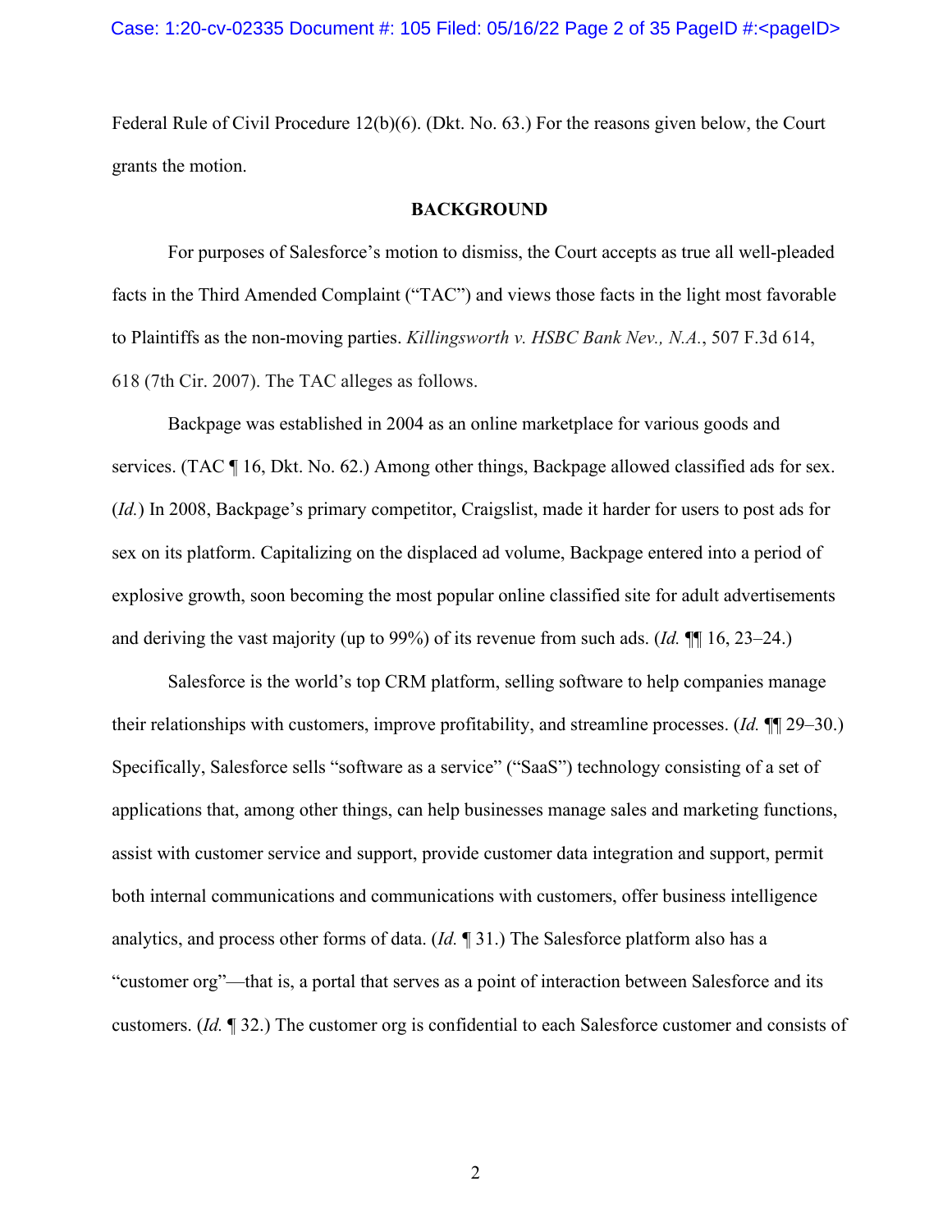Federal Rule of Civil Procedure 12(b)(6). (Dkt. No. 63.) For the reasons given below, the Court grants the motion.

## BACKGROUND

For purposes of Salesforce's motion to dismiss, the Court accepts as true all well-pleaded facts in the Third Amended Complaint ("TAC") and views those facts in the light most favorable to Plaintiffs as the non-moving parties. *Killingsworth v. HSBC Bank Nev., N.A.*, 507 F.3d 614, 618 (7th Cir. 2007). The TAC alleges as follows.

Backpage was established in 2004 as an online marketplace for various goods and services. (TAC ¶ 16, Dkt. No. 62.) Among other things, Backpage allowed classified ads for sex. (*Id.*) In 2008, Backpage's primary competitor, Craigslist, made it harder for users to post ads for sex on its platform. Capitalizing on the displaced ad volume, Backpage entered into a period of explosive growth, soon becoming the most popular online classified site for adult advertisements and deriving the vast majority (up to 99%) of its revenue from such ads. (*Id.* ¶¶ 16, 23–24.)

Salesforce is the world's top CRM platform, selling software to help companies manage their relationships with customers, improve profitability, and streamline processes. (*Id.* ¶¶ 29–30.) Specifically, Salesforce sells "software as a service" ("SaaS") technology consisting of a set of applications that, among other things, can help businesses manage sales and marketing functions, assist with customer service and support, provide customer data integration and support, permit both internal communications and communications with customers, offer business intelligence analytics, and process other forms of data. (*Id.* ¶ 31.) The Salesforce platform also has a "customer org"—that is, a portal that serves as a point of interaction between Salesforce and its customers. (*Id.* ¶ 32.) The customer org is confidential to each Salesforce customer and consists of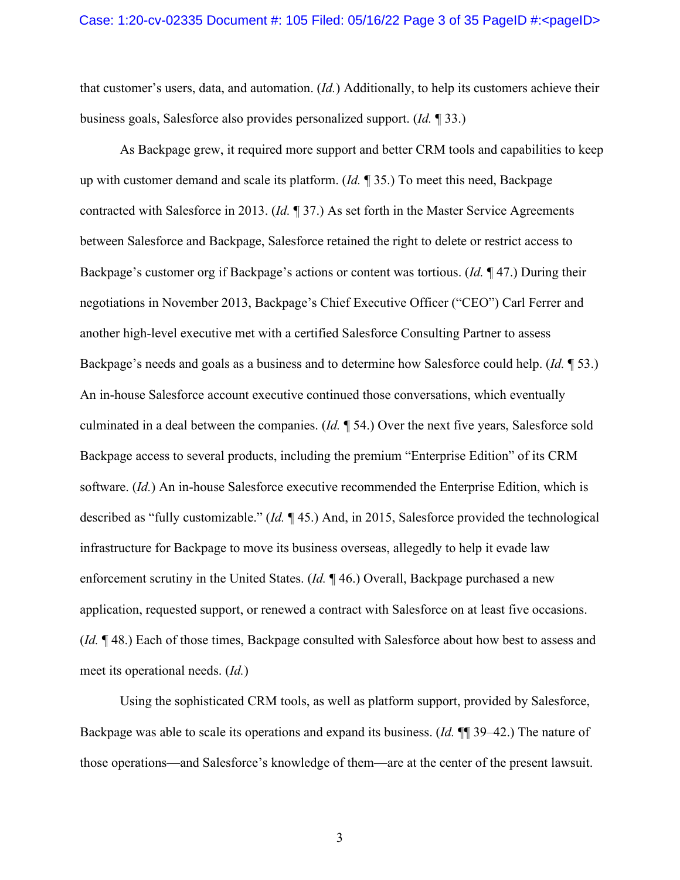that customer's users, data, and automation. (*Id.*) Additionally, to help its customers achieve their business goals, Salesforce also provides personalized support. (*Id.* ¶ 33.)

As Backpage grew, it required more support and better CRM tools and capabilities to keep up with customer demand and scale its platform. (*Id.* ¶ 35.) To meet this need, Backpage contracted with Salesforce in 2013. (*Id.* ¶ 37.) As set forth in the Master Service Agreements between Salesforce and Backpage, Salesforce retained the right to delete or restrict access to Backpage's customer org if Backpage's actions or content was tortious. (*Id.* ¶ 47.) During their negotiations in November 2013, Backpage's Chief Executive Officer ("CEO") Carl Ferrer and another high-level executive met with a certified Salesforce Consulting Partner to assess Backpage's needs and goals as a business and to determine how Salesforce could help. (*Id.* ¶ 53.) An in-house Salesforce account executive continued those conversations, which eventually culminated in a deal between the companies. (*Id.* ¶ 54.) Over the next five years, Salesforce sold Backpage access to several products, including the premium "Enterprise Edition" of its CRM software. (*Id.*) An in-house Salesforce executive recommended the Enterprise Edition, which is described as "fully customizable." (*Id.* ¶ 45.) And, in 2015, Salesforce provided the technological infrastructure for Backpage to move its business overseas, allegedly to help it evade law enforcement scrutiny in the United States. (*Id.* ¶ 46.) Overall, Backpage purchased a new application, requested support, or renewed a contract with Salesforce on at least five occasions. (*Id.* ¶ 48.) Each of those times, Backpage consulted with Salesforce about how best to assess and meet its operational needs. (*Id.*)

Using the sophisticated CRM tools, as well as platform support, provided by Salesforce, Backpage was able to scale its operations and expand its business. (*Id.* ¶¶ 39–42.) The nature of those operations—and Salesforce's knowledge of them—are at the center of the present lawsuit.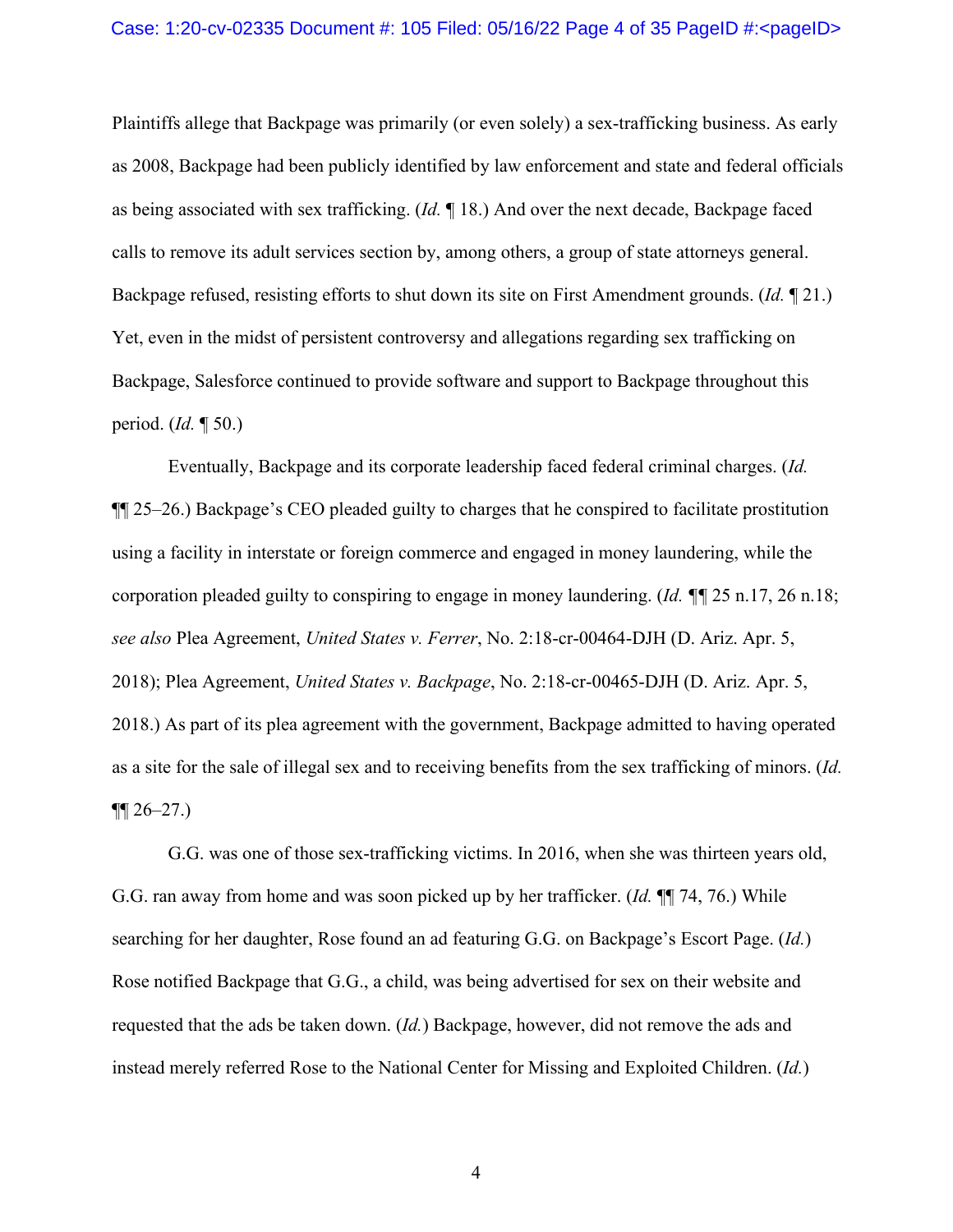Plaintiffs allege that Backpage was primarily (or even solely) a sex-trafficking business. As early as 2008, Backpage had been publicly identified by law enforcement and state and federal officials as being associated with sex trafficking. (*Id.* ¶ 18.) And over the next decade, Backpage faced calls to remove its adult services section by, among others, a group of state attorneys general. Backpage refused, resisting efforts to shut down its site on First Amendment grounds. (*Id.* ¶ 21.) Yet, even in the midst of persistent controversy and allegations regarding sex trafficking on Backpage, Salesforce continued to provide software and support to Backpage throughout this period. (*Id.* ¶ 50.)

Eventually, Backpage and its corporate leadership faced federal criminal charges. (*Id.* ¶¶ 25–26.) Backpage's CEO pleaded guilty to charges that he conspired to facilitate prostitution using a facility in interstate or foreign commerce and engaged in money laundering, while the corporation pleaded guilty to conspiring to engage in money laundering. (*Id.* ¶¶ 25 n.17, 26 n.18; *see also* Plea Agreement, *United States v. Ferrer*, No. 2:18-cr-00464-DJH (D. Ariz. Apr. 5, 2018); Plea Agreement, *United States v. Backpage*, No. 2:18-cr-00465-DJH (D. Ariz. Apr. 5, 2018).) As part of its plea agreement with the government, Backpage admitted to having operated as a site for the sale of illegal sex and to receiving benefits from the sex trafficking of minors. (*Id.* ¶¶ 26–27.)

G.G. was one of those sex-trafficking victims. In 2016, when she was thirteen years old, G.G. ran away from home and was soon picked up by her trafficker. (*Id.* ¶¶ 74, 76.) While searching for her daughter, Rose found an ad featuring G.G. on Backpage's Escort Page. (*Id.*) Rose notified Backpage that G.G., a child, was being advertised for sex on their website and requested that the ads be taken down. (*Id.*) Backpage, however, did not remove the ads and instead merely referred Rose to the National Center for Missing and Exploited Children. (*Id.*)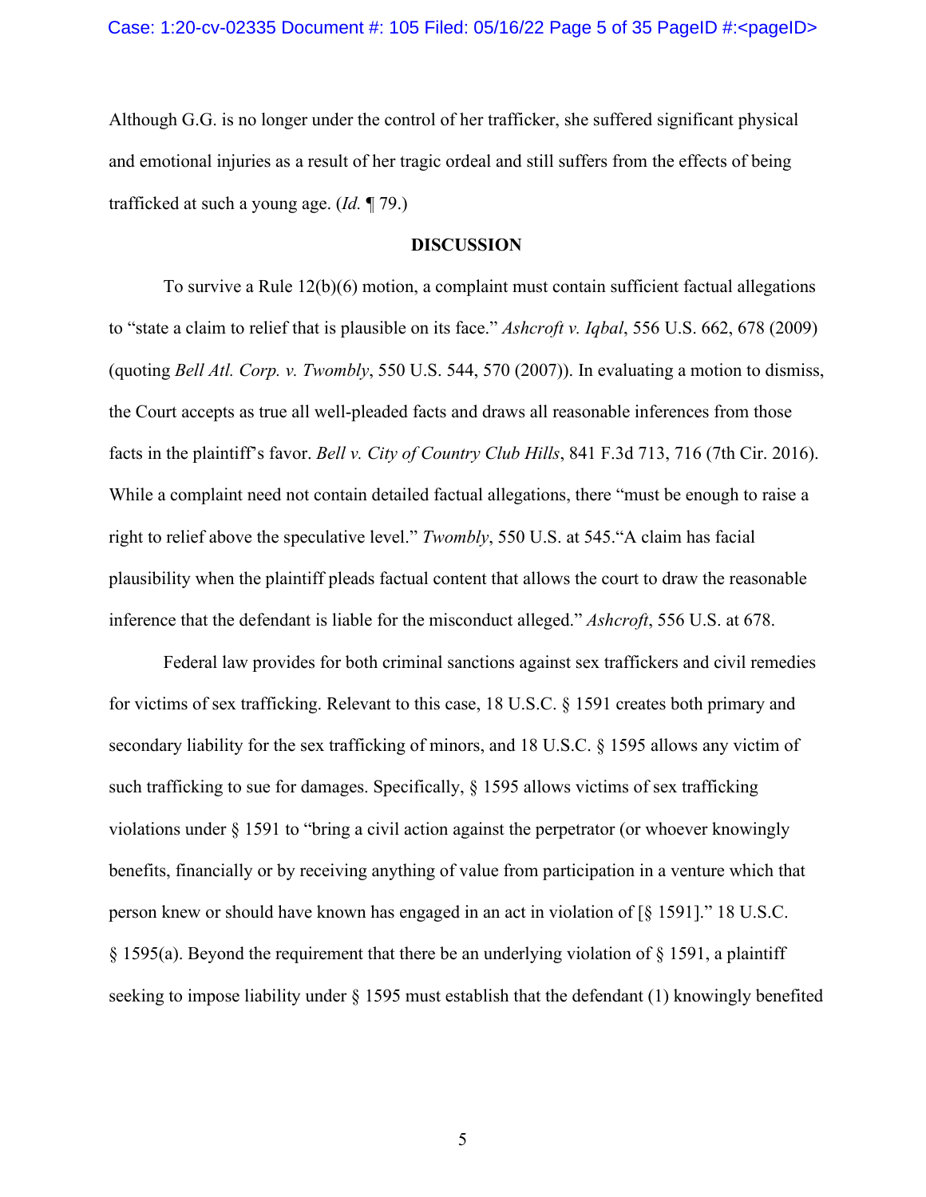Although G.G. is no longer under the control of her trafficker, she suffered significant physical and emotional injuries as a result of her tragic ordeal and still suffers from the effects of being trafficked at such a young age. (*Id.* ¶ 79.)

## DISCUSSION

To survive a Rule 12(b)(6) motion, a complaint must contain sufficient factual allegations to "state a claim to relief that is plausible on its face." *Ashcroft v. Iqbal*, 556 U.S. 662, 678 (2009) (quoting *Bell Atl. Corp. v. Twombly*, 550 U.S. 544, 570 (2007)). In evaluating a motion to dismiss, the Court accepts as true all well-pleaded facts and draws all reasonable inferences from those facts in the plaintiff's favor. *Bell v. City of Country Club Hills*, 841 F.3d 713, 716 (7th Cir. 2016). While a complaint need not contain detailed factual allegations, there "must be enough to raise a right to relief above the speculative level." *Twombly*, 550 U.S. at 545."A claim has facial plausibility when the plaintiff pleads factual content that allows the court to draw the reasonable inference that the defendant is liable for the misconduct alleged." *Ashcroft*, 556 U.S. at 678.

Federal law provides for both criminal sanctions against sex traffickers and civil remedies for victims of sex trafficking. Relevant to this case, 18 U.S.C. § 1591 creates both primary and secondary liability for the sex trafficking of minors, and 18 U.S.C. § 1595 allows any victim of such trafficking to sue for damages. Specifically, § 1595 allows victims of sex trafficking violations under § 1591 to "bring a civil action against the perpetrator (or whoever knowingly benefits, financially or by receiving anything of value from participation in a venture which that person knew or should have known has engaged in an act in violation of [§ 1591]." 18 U.S.C. § 1595(a). Beyond the requirement that there be an underlying violation of § 1591, a plaintiff seeking to impose liability under § 1595 must establish that the defendant (1) knowingly benefited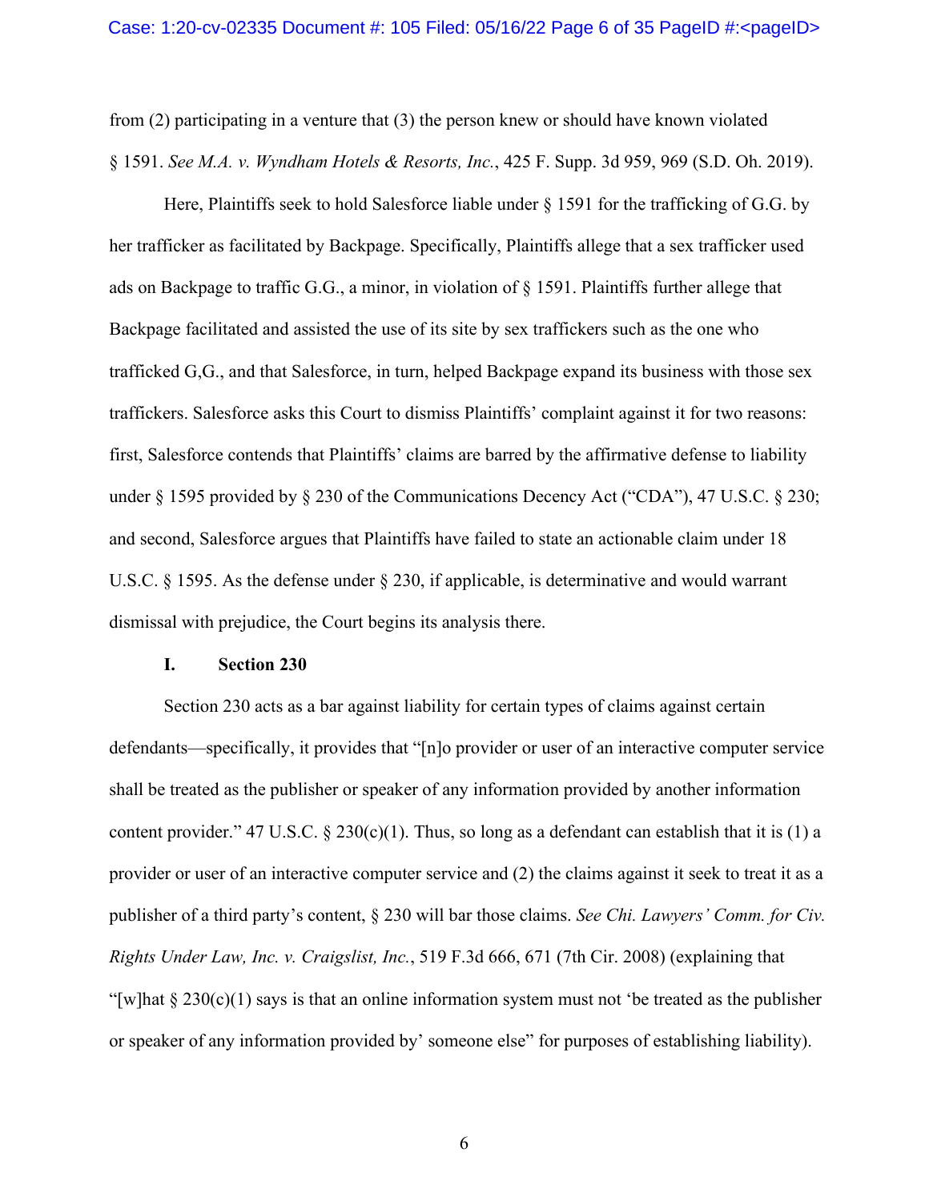from (2) participating in a venture that (3) the person knew or should have known violated § 1591. *See M.A. v. Wyndham Hotels & Resorts, Inc.*, 425 F. Supp. 3d 959, 969 (S.D. Oh. 2019).

Here, Plaintiffs seek to hold Salesforce liable under § 1591 for the trafficking of G.G. by her trafficker as facilitated by Backpage. Specifically, Plaintiffs allege that a sex trafficker used ads on Backpage to traffic G.G., a minor, in violation of § 1591. Plaintiffs further allege that Backpage facilitated and assisted the use of its site by sex traffickers such as the one who trafficked G,G., and that Salesforce, in turn, helped Backpage expand its business with those sex traffickers. Salesforce asks this Court to dismiss Plaintiffs' complaint against it for two reasons: first, Salesforce contends that Plaintiffs' claims are barred by the affirmative defense to liability under § 1595 provided by § 230 of the Communications Decency Act ("CDA"), 47 U.S.C. § 230; and second, Salesforce argues that Plaintiffs have failed to state an actionable claim under 18 U.S.C. § 1595. As the defense under § 230, if applicable, is determinative and would warrant dismissal with prejudice, the Court begins its analysis there.

## I. Section 230

Section 230 acts as a bar against liability for certain types of claims against certain defendants—specifically, it provides that "[n]o provider or user of an interactive computer service shall be treated as the publisher or speaker of any information provided by another information content provider." 47 U.S.C. § 230(c)(1). Thus, so long as a defendant can establish that it is (1) a provider or user of an interactive computer service and (2) the claims against it seek to treat it as a publisher of a third party's content, § 230 will bar those claims. *See Chi. Lawyers' Comm. for Civ. Rights Under Law, Inc. v. Craigslist, Inc.*, 519 F.3d 666, 671 (7th Cir. 2008) (explaining that "[w]hat § 230(c)(1) says is that an online information system must not 'be treated as the publisher or speaker of any information provided by' someone else" for purposes of establishing liability).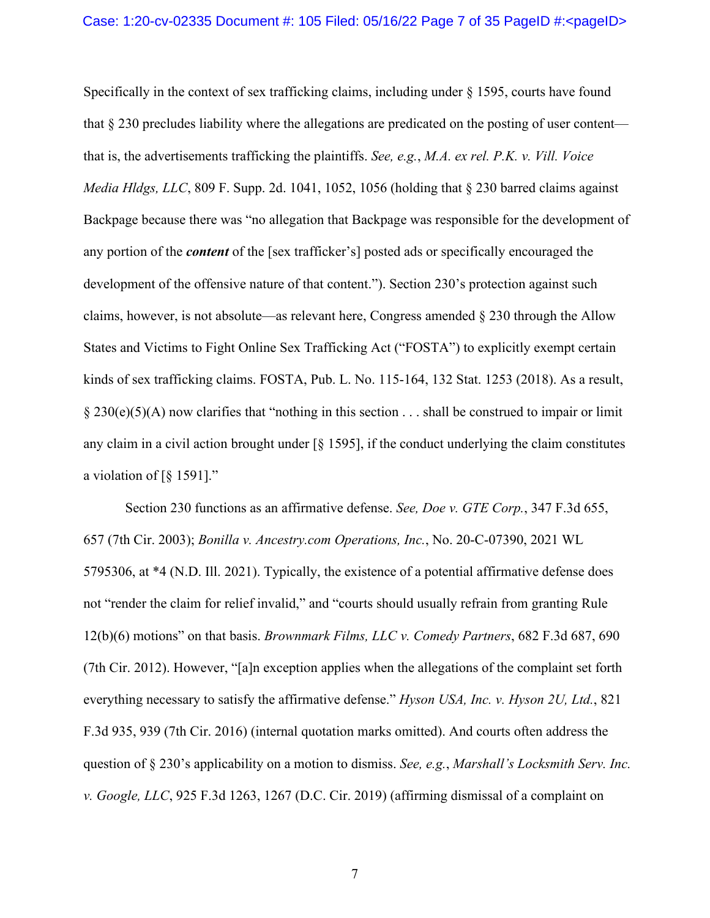Specifically in the context of sex trafficking claims, including under § 1595, courts have found that § 230 precludes liability where the allegations are predicated on the posting of user content—that is, the advertisements trafficking the plaintiffs. *See, e.g.*, *M.A. ex rel. P.K. v. Vill. Voice Media Hldgs, LLC*, 809 F. Supp. 2d. 1041, 1052, 1056 (holding that § 230 barred claims against Backpage because there was "no allegation that Backpage was responsible for the development of any portion of the ***content*** of the [sex trafficker's] posted ads or specifically encouraged the development of the offensive nature of that content."). Section 230's protection against such claims, however, is not absolute—as relevant here, Congress amended § 230 through the Allow States and Victims to Fight Online Sex Trafficking Act ("FOSTA") to explicitly exempt certain kinds of sex trafficking claims. FOSTA, Pub. L. No. 115-164, 132 Stat. 1253 (2018). As a result, § 230(e)(5)(A) now clarifies that "nothing in this section . . . shall be construed to impair or limit any claim in a civil action brought under [§ 1595], if the conduct underlying the claim constitutes a violation of [§ 1591]."

Section 230 functions as an affirmative defense. *See, Doe v. GTE Corp.*, 347 F.3d 655, 657 (7th Cir. 2003); *Bonilla v. Ancestry.com Operations, Inc.*, No. 20-C-07390, 2021 WL 5795306, at *4 (N.D. Ill. 2021). Typically, the existence of a potential affirmative defense does not "render the claim for relief invalid," and "courts should usually refrain from granting Rule 12(b)(6) motions" on that basis. *Brownmark Films, LLC v. Comedy Partners*, 682 F.3d 687, 690 (7th Cir. 2012). However, "[a]n exception applies when the allegations of the complaint set forth everything necessary to satisfy the affirmative defense." *Hyson USA, Inc. v. Hyson 2U, Ltd.*, 821 F.3d 935, 939 (7th Cir. 2016) (internal quotation marks omitted). And courts often address the question of § 230's applicability on a motion to dismiss. *See, e.g.*, *Marshall's Locksmith Serv. Inc. v. Google, LLC*, 925 F.3d 1263, 1267 (D.C. Cir. 2019) (affirming dismissal of a complaint on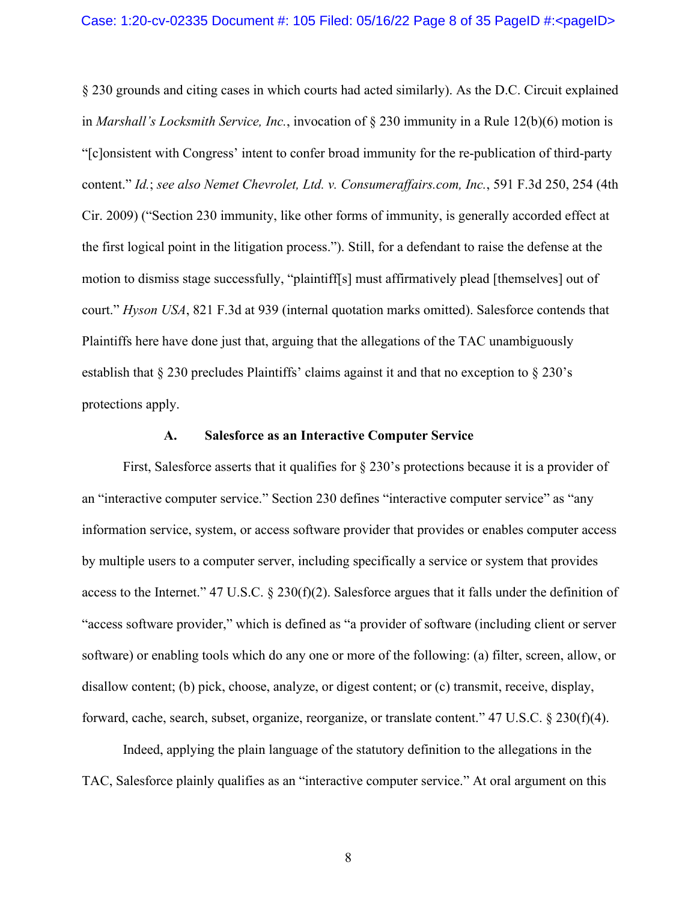§ 230 grounds and citing cases in which courts had acted similarly). As the D.C. Circuit explained in *Marshall's Locksmith Service, Inc.*, invocation of § 230 immunity in a Rule 12(b)(6) motion is "[c]onsistent with Congress' intent to confer broad immunity for the re-publication of third-party content." *Id.*; *see also Nemet Chevrolet, Ltd. v. Consumeraffairs.com, Inc.*, 591 F.3d 250, 254 (4th Cir. 2009) ("Section 230 immunity, like other forms of immunity, is generally accorded effect at the first logical point in the litigation process."). Still, for a defendant to raise the defense at the motion to dismiss stage successfully, "plaintiff[s] must affirmatively plead [themselves] out of court." *Hyson USA*, 821 F.3d at 939 (internal quotation marks omitted). Salesforce contends that Plaintiffs here have done just that, arguing that the allegations of the TAC unambiguously establish that § 230 precludes Plaintiffs' claims against it and that no exception to § 230's protections apply.

### A. Salesforce as an Interactive Computer Service

First, Salesforce asserts that it qualifies for § 230's protections because it is a provider of an "interactive computer service." Section 230 defines "interactive computer service" as "any information service, system, or access software provider that provides or enables computer access by multiple users to a computer server, including specifically a service or system that provides access to the Internet." 47 U.S.C. § 230(f)(2). Salesforce argues that it falls under the definition of "access software provider," which is defined as "a provider of software (including client or server software) or enabling tools which do any one or more of the following: (a) filter, screen, allow, or disallow content; (b) pick, choose, analyze, or digest content; or (c) transmit, receive, display, forward, cache, search, subset, organize, reorganize, or translate content." 47 U.S.C. § 230(f)(4).

Indeed, applying the plain language of the statutory definition to the allegations in the TAC, Salesforce plainly qualifies as an "interactive computer service." At oral argument on this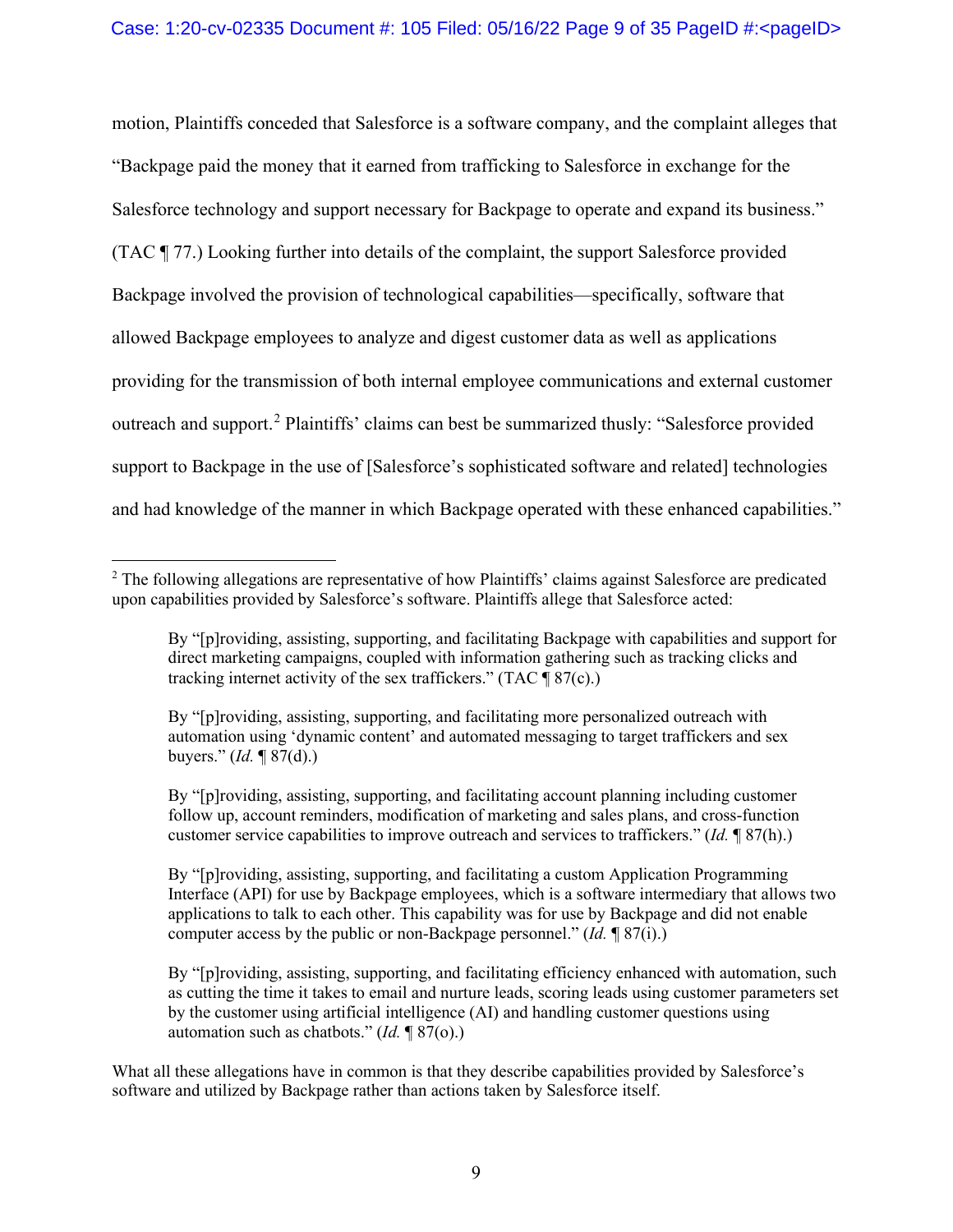motion, Plaintiffs conceded that Salesforce is a software company, and the complaint alleges that "Backpage paid the money that it earned from trafficking to Salesforce in exchange for the Salesforce technology and support necessary for Backpage to operate and expand its business." (TAC ¶ 77.) Looking further into details of the complaint, the support Salesforce provided Backpage involved the provision of technological capabilities—specifically, software that allowed Backpage employees to analyze and digest customer data as well as applications providing for the transmission of both internal employee communications and external customer outreach and support.[2] Plaintiffs' claims can best be summarized thusly: "Salesforce provided support to Backpage in the use of [Salesforce's sophisticated software and related] technologies and had knowledge of the manner in which Backpage operated with these enhanced capabilities."

---

[2] The following allegations are representative of how Plaintiffs' claims against Salesforce are predicated upon capabilities provided by Salesforce's software. Plaintiffs allege that Salesforce acted:

> By "[p]roviding, assisting, supporting, and facilitating Backpage with capabilities and support for direct marketing campaigns, coupled with information gathering such as tracking clicks and tracking internet activity of the sex traffickers." (TAC ¶ 87(c).)
>
> By "[p]roviding, assisting, supporting, and facilitating more personalized outreach with automation using 'dynamic content' and automated messaging to target traffickers and sex buyers." (*Id.* ¶ 87(d).)
>
> By "[p]roviding, assisting, supporting, and facilitating account planning including customer follow up, account reminders, modification of marketing and sales plans, and cross-function customer service capabilities to improve outreach and services to traffickers." (*Id.* ¶ 87(h).)
>
> By "[p]roviding, assisting, supporting, and facilitating a custom Application Programming Interface (API) for use by Backpage employees, which is a software intermediary that allows two applications to talk to each other. This capability was for use by Backpage and did not enable computer access by the public or non-Backpage personnel." (*Id.* ¶ 87(i).)
>
> By "[p]roviding, assisting, supporting, and facilitating efficiency enhanced with automation, such as cutting the time it takes to email and nurture leads, scoring leads using customer parameters set by the customer using artificial intelligence (AI) and handling customer questions using automation such as chatbots." (*Id.* ¶ 87(o).)

What all these allegations have in common is that they describe capabilities provided by Salesforce's software and utilized by Backpage rather than actions taken by Salesforce itself.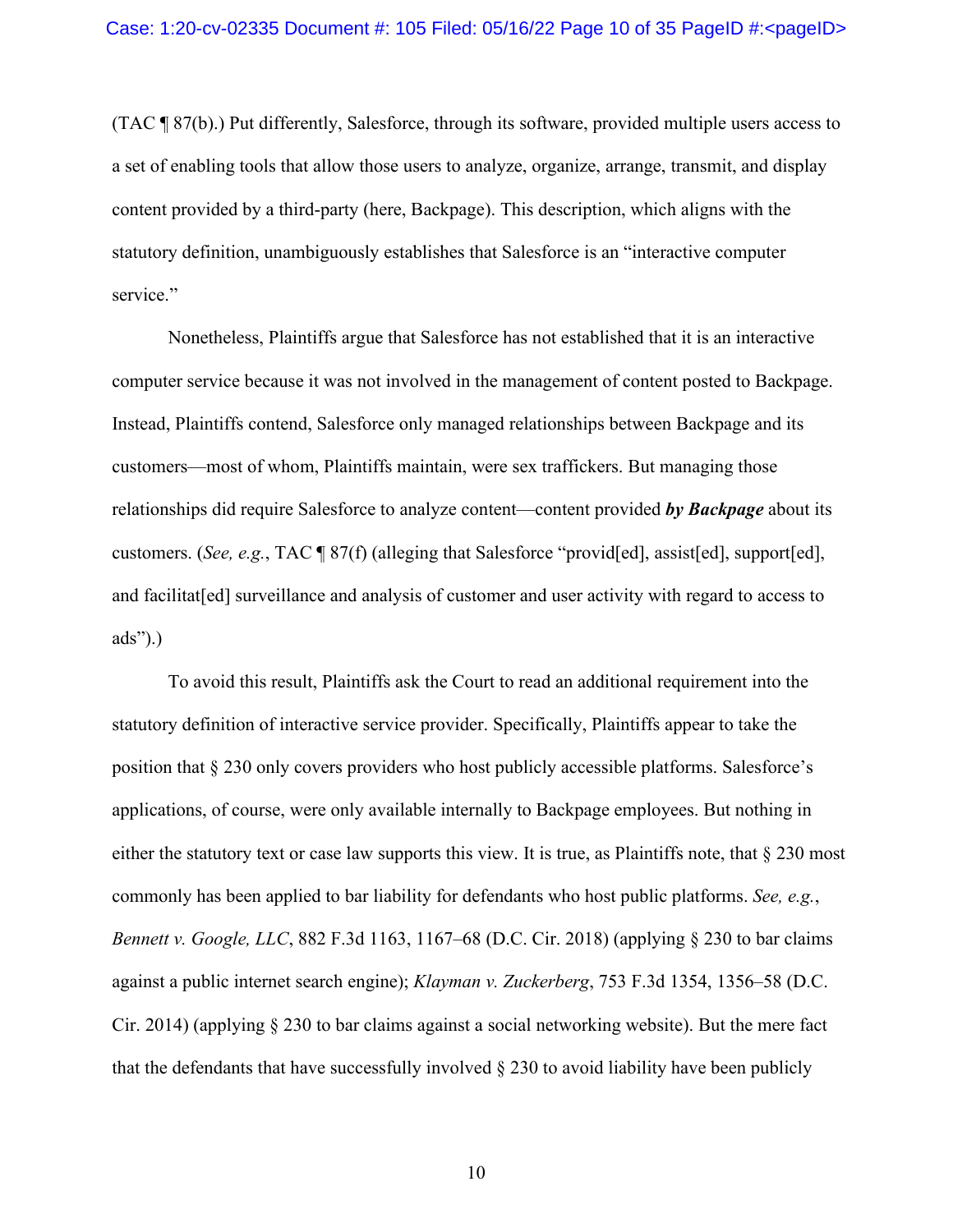(TAC ¶ 87(b).) Put differently, Salesforce, through its software, provided multiple users access to a set of enabling tools that allow those users to analyze, organize, arrange, transmit, and display content provided by a third-party (here, Backpage). This description, which aligns with the statutory definition, unambiguously establishes that Salesforce is an "interactive computer service."

Nonetheless, Plaintiffs argue that Salesforce has not established that it is an interactive computer service because it was not involved in the management of content posted to Backpage. Instead, Plaintiffs contend, Salesforce only managed relationships between Backpage and its customers—most of whom, Plaintiffs maintain, were sex traffickers. But managing those relationships did require Salesforce to analyze content—content provided ***by Backpage*** about its customers. (*See, e.g.*, TAC ¶ 87(f) (alleging that Salesforce "provid[ed], assist[ed], support[ed], and facilitat[ed] surveillance and analysis of customer and user activity with regard to access to ads").)

To avoid this result, Plaintiffs ask the Court to read an additional requirement into the statutory definition of interactive service provider. Specifically, Plaintiffs appear to take the position that § 230 only covers providers who host publicly accessible platforms. Salesforce's applications, of course, were only available internally to Backpage employees. But nothing in either the statutory text or case law supports this view. It is true, as Plaintiffs note, that § 230 most commonly has been applied to bar liability for defendants who host public platforms. *See, e.g.*, *Bennett v. Google, LLC*, 882 F.3d 1163, 1167–68 (D.C. Cir. 2018) (applying § 230 to bar claims against a public internet search engine); *Klayman v. Zuckerberg*, 753 F.3d 1354, 1356–58 (D.C. Cir. 2014) (applying § 230 to bar claims against a social networking website). But the mere fact that the defendants that have successfully involved § 230 to avoid liability have been publicly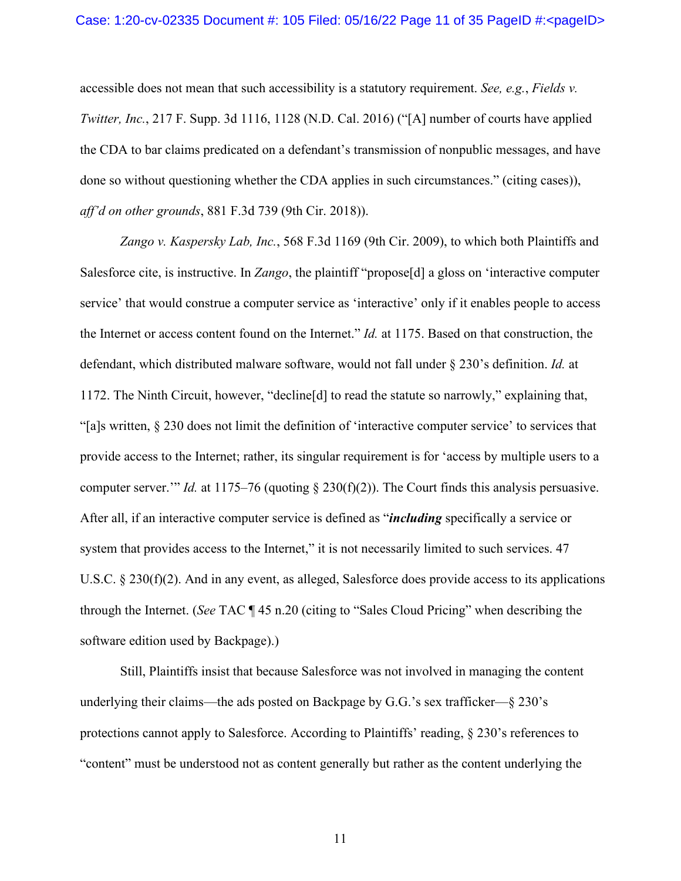accessible does not mean that such accessibility is a statutory requirement. *See, e.g.*, *Fields v. Twitter, Inc.*, 217 F. Supp. 3d 1116, 1128 (N.D. Cal. 2016) ("[A] number of courts have applied the CDA to bar claims predicated on a defendant's transmission of nonpublic messages, and have done so without questioning whether the CDA applies in such circumstances." (citing cases)), *aff'd on other grounds*, 881 F.3d 739 (9th Cir. 2018)).

*Zango v. Kaspersky Lab, Inc.*, 568 F.3d 1169 (9th Cir. 2009), to which both Plaintiffs and Salesforce cite, is instructive. In *Zango*, the plaintiff "propose[d] a gloss on 'interactive computer service' that would construe a computer service as 'interactive' only if it enables people to access the Internet or access content found on the Internet." *Id.* at 1175. Based on that construction, the defendant, which distributed malware software, would not fall under § 230's definition. *Id.* at 1172. The Ninth Circuit, however, "decline[d] to read the statute so narrowly," explaining that, "[a]s written, § 230 does not limit the definition of 'interactive computer service' to services that provide access to the Internet; rather, its singular requirement is for 'access by multiple users to a computer server.'" *Id.* at 1175–76 (quoting § 230(f)(2)). The Court finds this analysis persuasive. After all, if an interactive computer service is defined as "***including*** specifically a service or system that provides access to the Internet," it is not necessarily limited to such services. 47 U.S.C. § 230(f)(2). And in any event, as alleged, Salesforce does provide access to its applications through the Internet. (*See* TAC ¶ 45 n.20 (citing to "Sales Cloud Pricing" when describing the software edition used by Backpage).)

Still, Plaintiffs insist that because Salesforce was not involved in managing the content underlying their claims—the ads posted on Backpage by G.G.'s sex trafficker—§ 230's protections cannot apply to Salesforce. According to Plaintiffs' reading, § 230's references to "content" must be understood not as content generally but rather as the content underlying the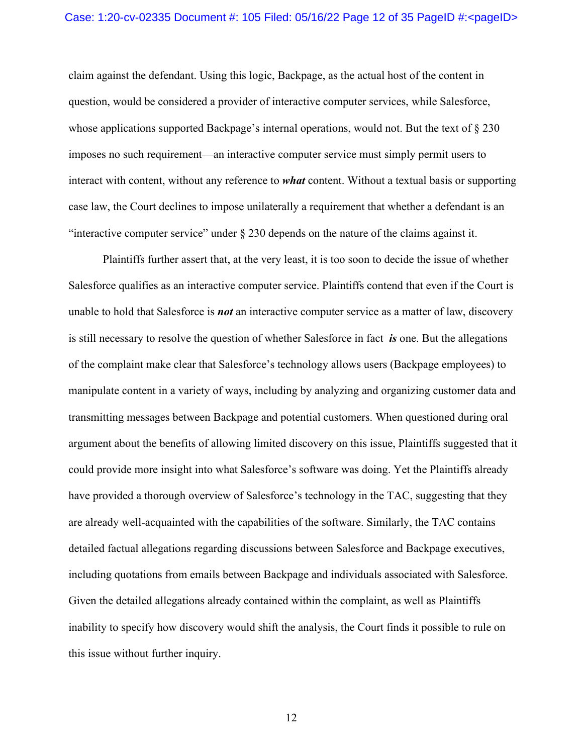claim against the defendant. Using this logic, Backpage, as the actual host of the content in question, would be considered a provider of interactive computer services, while Salesforce, whose applications supported Backpage's internal operations, would not. But the text of § 230 imposes no such requirement—an interactive computer service must simply permit users to interact with content, without any reference to ***what*** content. Without a textual basis or supporting case law, the Court declines to impose unilaterally a requirement that whether a defendant is an "interactive computer service" under § 230 depends on the nature of the claims against it.

Plaintiffs further assert that, at the very least, it is too soon to decide the issue of whether Salesforce qualifies as an interactive computer service. Plaintiffs contend that even if the Court is unable to hold that Salesforce is ***not*** an interactive computer service as a matter of law, discovery is still necessary to resolve the question of whether Salesforce in fact ***is*** one. But the allegations of the complaint make clear that Salesforce's technology allows users (Backpage employees) to manipulate content in a variety of ways, including by analyzing and organizing customer data and transmitting messages between Backpage and potential customers. When questioned during oral argument about the benefits of allowing limited discovery on this issue, Plaintiffs suggested that it could provide more insight into what Salesforce's software was doing. Yet the Plaintiffs already have provided a thorough overview of Salesforce's technology in the TAC, suggesting that they are already well-acquainted with the capabilities of the software. Similarly, the TAC contains detailed factual allegations regarding discussions between Salesforce and Backpage executives, including quotations from emails between Backpage and individuals associated with Salesforce. Given the detailed allegations already contained within the complaint, as well as Plaintiffs inability to specify how discovery would shift the analysis, the Court finds it possible to rule on this issue without further inquiry.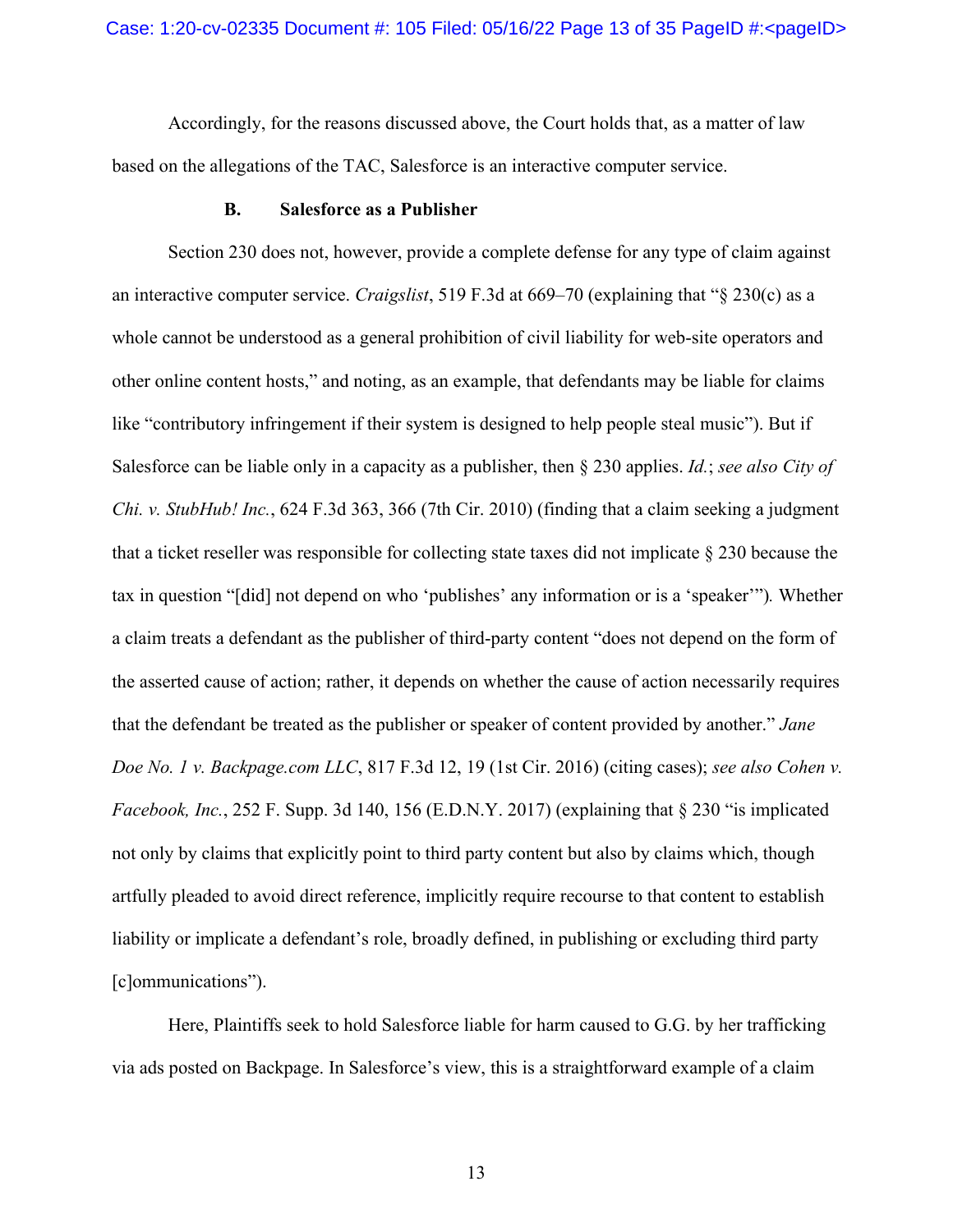Accordingly, for the reasons discussed above, the Court holds that, as a matter of law based on the allegations of the TAC, Salesforce is an interactive computer service.

### B. Salesforce as a Publisher

Section 230 does not, however, provide a complete defense for any type of claim against an interactive computer service. *Craigslist*, 519 F.3d at 669–70 (explaining that "§ 230(c) as a whole cannot be understood as a general prohibition of civil liability for web-site operators and other online content hosts," and noting, as an example, that defendants may be liable for claims like "contributory infringement if their system is designed to help people steal music"). But if Salesforce can be liable only in a capacity as a publisher, then § 230 applies. *Id.*; *see also City of Chi. v. StubHub! Inc.*, 624 F.3d 363, 366 (7th Cir. 2010) (finding that a claim seeking a judgment that a ticket reseller was responsible for collecting state taxes did not implicate § 230 because the tax in question "[did] not depend on who 'publishes' any information or is a 'speaker'"). Whether a claim treats a defendant as the publisher of third-party content "does not depend on the form of the asserted cause of action; rather, it depends on whether the cause of action necessarily requires that the defendant be treated as the publisher or speaker of content provided by another." *Jane Doe No. 1 v. Backpage.com LLC*, 817 F.3d 12, 19 (1st Cir. 2016) (citing cases); *see also Cohen v. Facebook, Inc.*, 252 F. Supp. 3d 140, 156 (E.D.N.Y. 2017) (explaining that § 230 "is implicated not only by claims that explicitly point to third party content but also by claims which, though artfully pleaded to avoid direct reference, implicitly require recourse to that content to establish liability or implicate a defendant's role, broadly defined, in publishing or excluding third party [c]ommunications").

Here, Plaintiffs seek to hold Salesforce liable for harm caused to G.G. by her trafficking via ads posted on Backpage. In Salesforce's view, this is a straightforward example of a claim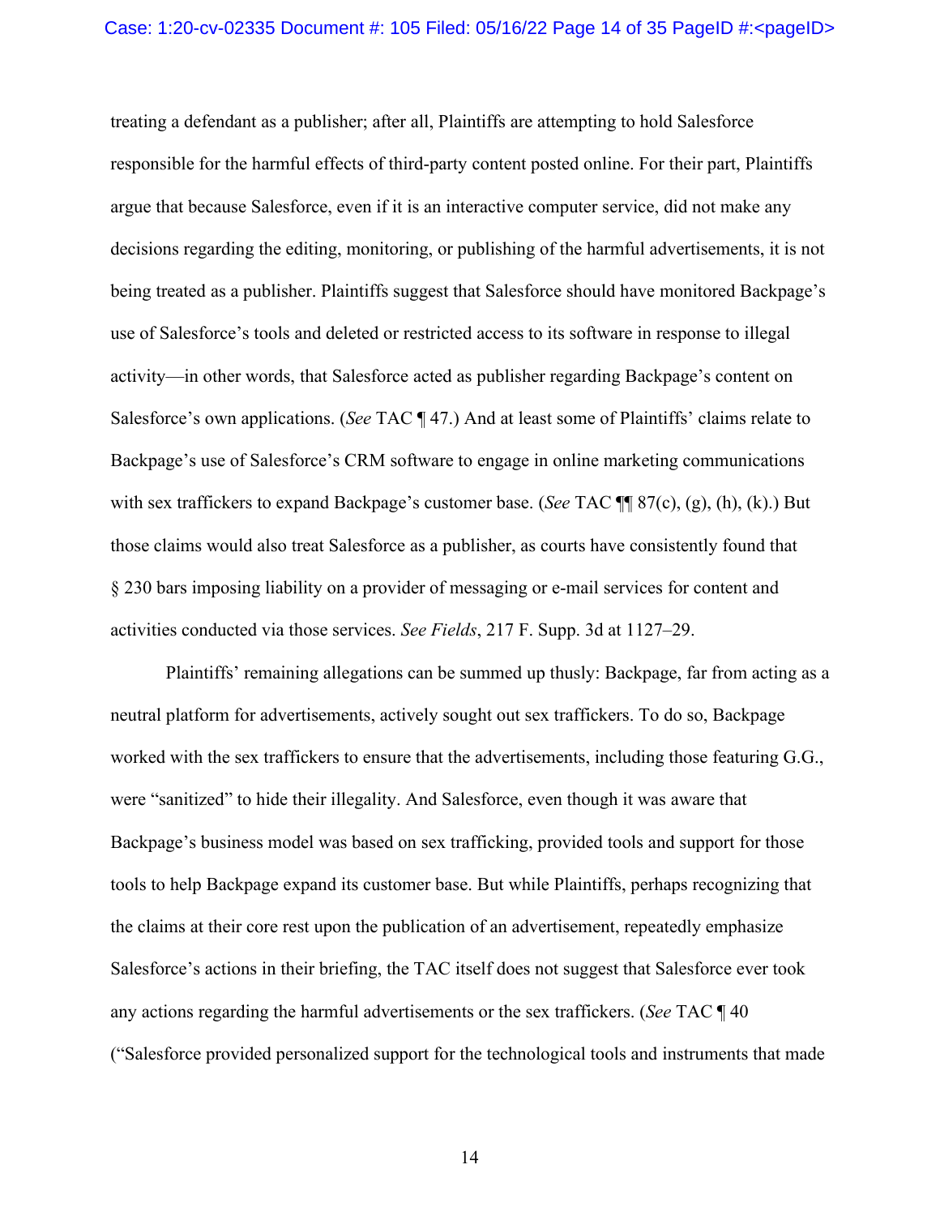treating a defendant as a publisher; after all, Plaintiffs are attempting to hold Salesforce responsible for the harmful effects of third-party content posted online. For their part, Plaintiffs argue that because Salesforce, even if it is an interactive computer service, did not make any decisions regarding the editing, monitoring, or publishing of the harmful advertisements, it is not being treated as a publisher. Plaintiffs suggest that Salesforce should have monitored Backpage's use of Salesforce's tools and deleted or restricted access to its software in response to illegal activity—in other words, that Salesforce acted as publisher regarding Backpage's content on Salesforce's own applications. (*See* TAC ¶ 47.) And at least some of Plaintiffs' claims relate to Backpage's use of Salesforce's CRM software to engage in online marketing communications with sex traffickers to expand Backpage's customer base. (*See* TAC ¶¶ 87(c), (g), (h), (k).) But those claims would also treat Salesforce as a publisher, as courts have consistently found that § 230 bars imposing liability on a provider of messaging or e-mail services for content and activities conducted via those services. *See Fields*, 217 F. Supp. 3d at 1127–29.

Plaintiffs' remaining allegations can be summed up thusly: Backpage, far from acting as a neutral platform for advertisements, actively sought out sex traffickers. To do so, Backpage worked with the sex traffickers to ensure that the advertisements, including those featuring G.G., were "sanitized" to hide their illegality. And Salesforce, even though it was aware that Backpage's business model was based on sex trafficking, provided tools and support for those tools to help Backpage expand its customer base. But while Plaintiffs, perhaps recognizing that the claims at their core rest upon the publication of an advertisement, repeatedly emphasize Salesforce's actions in their briefing, the TAC itself does not suggest that Salesforce ever took any actions regarding the harmful advertisements or the sex traffickers. (*See* TAC ¶ 40 ("Salesforce provided personalized support for the technological tools and instruments that made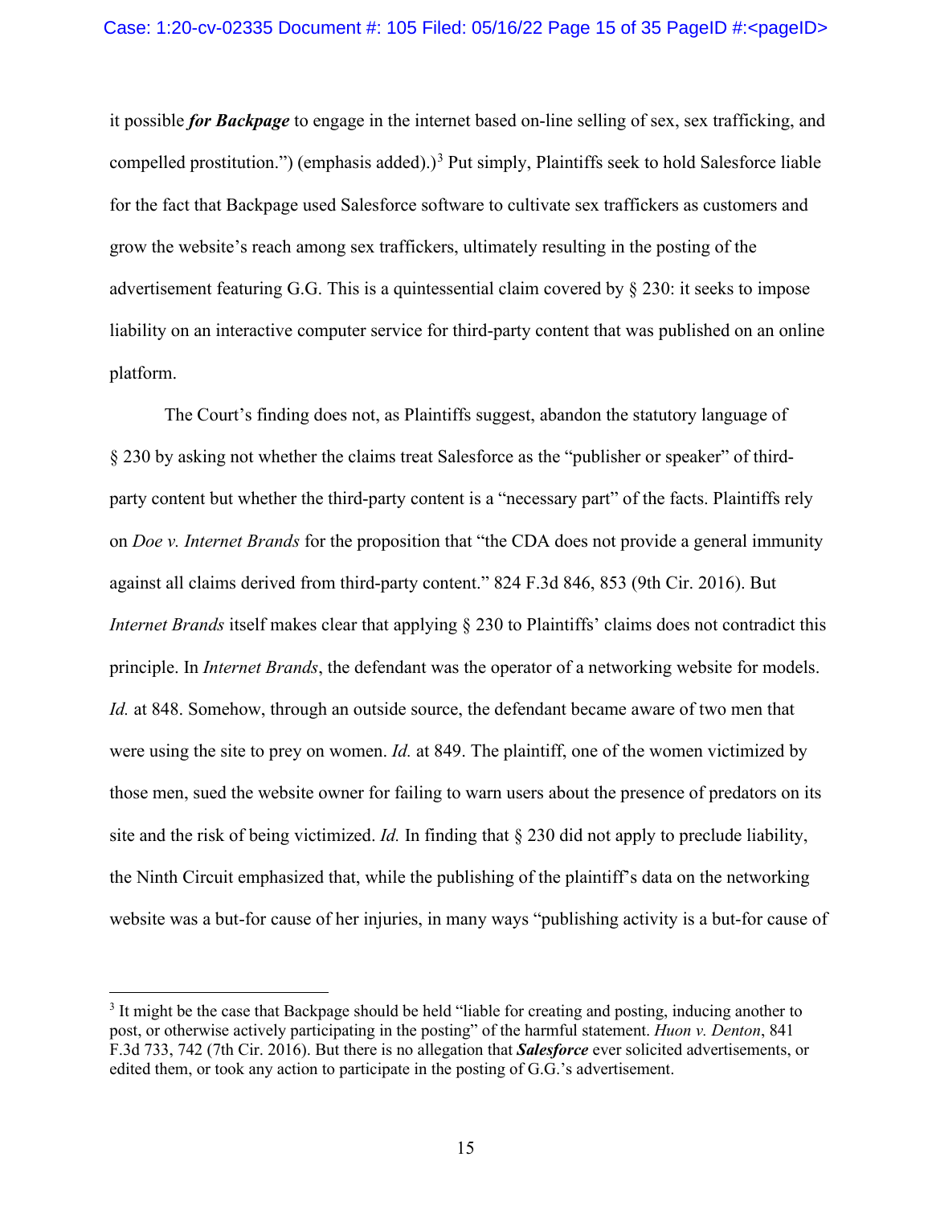it possible ***for Backpage*** to engage in the internet based on-line selling of sex, sex trafficking, and compelled prostitution.") (emphasis added).)[3] Put simply, Plaintiffs seek to hold Salesforce liable for the fact that Backpage used Salesforce software to cultivate sex traffickers as customers and grow the website's reach among sex traffickers, ultimately resulting in the posting of the advertisement featuring G.G. This is a quintessential claim covered by § 230: it seeks to impose liability on an interactive computer service for third-party content that was published on an online platform.

The Court's finding does not, as Plaintiffs suggest, abandon the statutory language of § 230 by asking not whether the claims treat Salesforce as the "publisher or speaker" of third-party content but whether the third-party content is a "necessary part" of the facts. Plaintiffs rely on *Doe v. Internet Brands* for the proposition that "the CDA does not provide a general immunity against all claims derived from third-party content." 824 F.3d 846, 853 (9th Cir. 2016). But *Internet Brands* itself makes clear that applying § 230 to Plaintiffs' claims does not contradict this principle. In *Internet Brands*, the defendant was the operator of a networking website for models. *Id.* at 848. Somehow, through an outside source, the defendant became aware of two men that were using the site to prey on women. *Id.* at 849. The plaintiff, one of the women victimized by those men, sued the website owner for failing to warn users about the presence of predators on its site and the risk of being victimized. *Id.* In finding that § 230 did not apply to preclude liability, the Ninth Circuit emphasized that, while the publishing of the plaintiff's data on the networking website was a but-for cause of her injuries, in many ways "publishing activity is a but-for cause of

---

[3] It might be the case that Backpage should be held "liable for creating and posting, inducing another to post, or otherwise actively participating in the posting" of the harmful statement. *Huon v. Denton*, 841 F.3d 733, 742 (7th Cir. 2016). But there is no allegation that ***Salesforce*** ever solicited advertisements, or edited them, or took any action to participate in the posting of G.G.'s advertisement.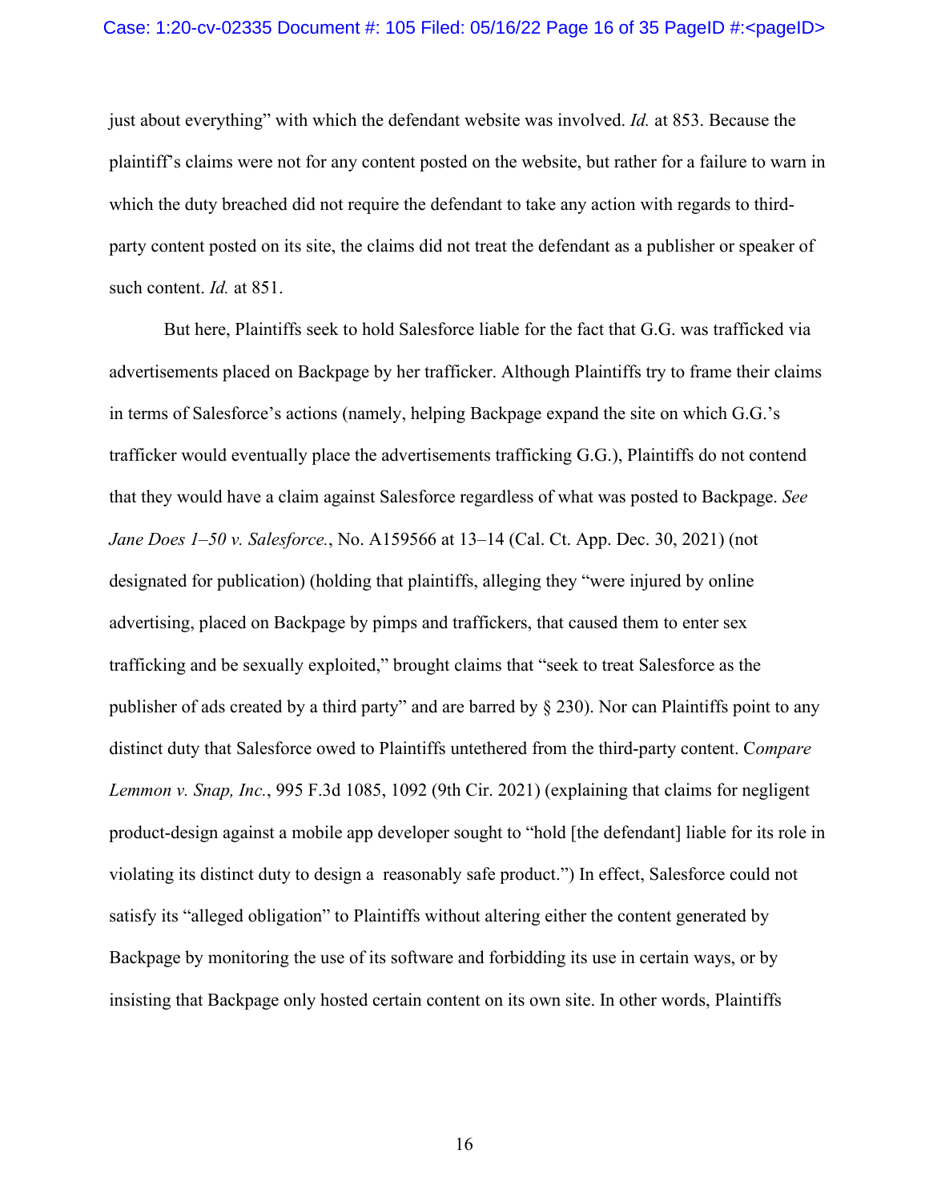just about everything" with which the defendant website was involved. *Id.* at 853. Because the plaintiff's claims were not for any content posted on the website, but rather for a failure to warn in which the duty breached did not require the defendant to take any action with regards to third-party content posted on its site, the claims did not treat the defendant as a publisher or speaker of such content. *Id.* at 851.

But here, Plaintiffs seek to hold Salesforce liable for the fact that G.G. was trafficked via advertisements placed on Backpage by her trafficker. Although Plaintiffs try to frame their claims in terms of Salesforce's actions (namely, helping Backpage expand the site on which G.G.'s trafficker would eventually place the advertisements trafficking G.G.), Plaintiffs do not contend that they would have a claim against Salesforce regardless of what was posted to Backpage. *See Jane Does 1–50 v. Salesforce.*, No. A159566 at 13–14 (Cal. Ct. App. Dec. 30, 2021) (not designated for publication) (holding that plaintiffs, alleging they "were injured by online advertising, placed on Backpage by pimps and traffickers, that caused them to enter sex trafficking and be sexually exploited," brought claims that "seek to treat Salesforce as the publisher of ads created by a third party" and are barred by § 230). Nor can Plaintiffs point to any distinct duty that Salesforce owed to Plaintiffs untethered from the third-party content. C*ompare Lemmon v. Snap, Inc.*, 995 F.3d 1085, 1092 (9th Cir. 2021) (explaining that claims for negligent product-design against a mobile app developer sought to "hold [the defendant] liable for its role in violating its distinct duty to design a reasonably safe product.") In effect, Salesforce could not satisfy its "alleged obligation" to Plaintiffs without altering either the content generated by Backpage by monitoring the use of its software and forbidding its use in certain ways, or by insisting that Backpage only hosted certain content on its own site. In other words, Plaintiffs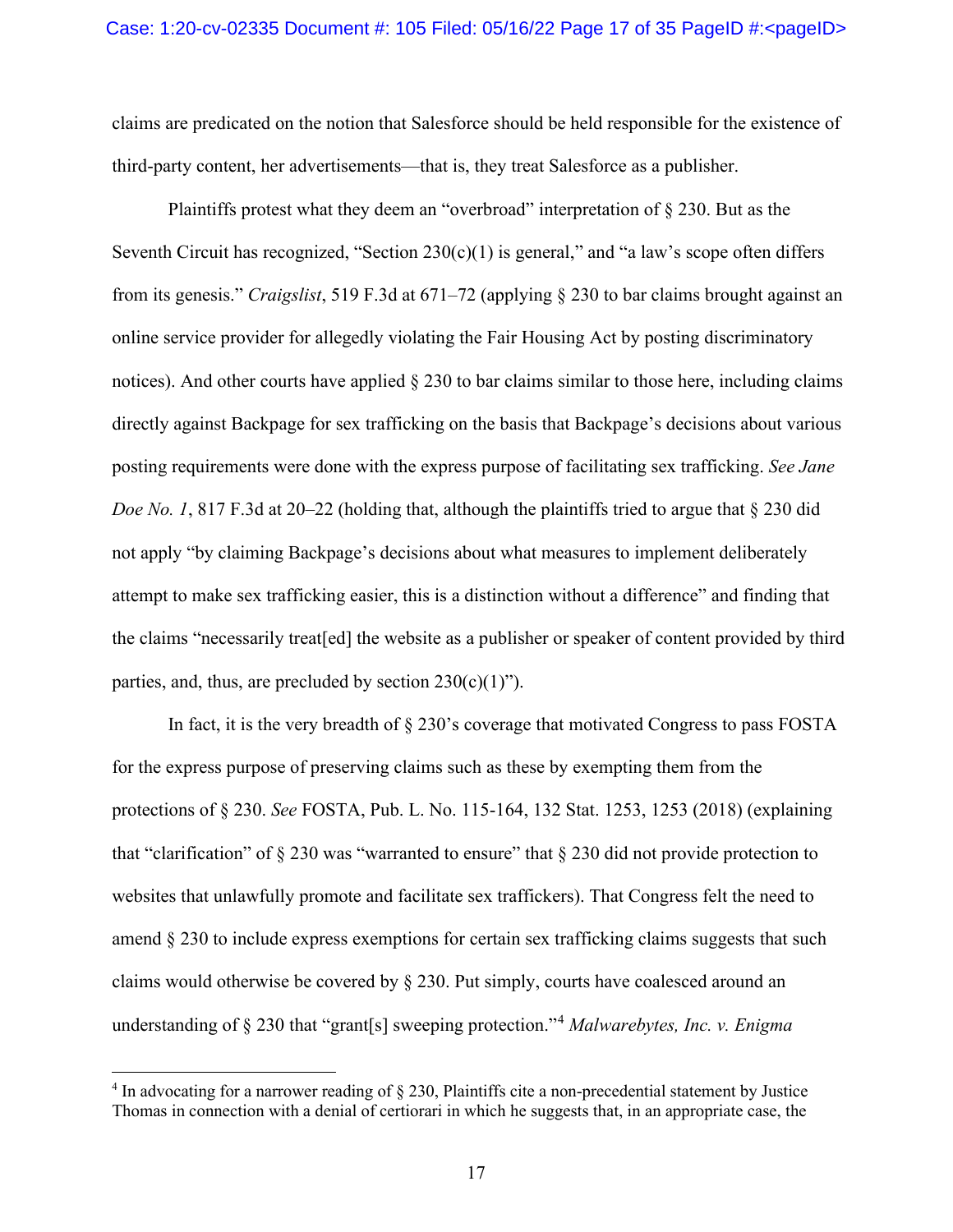claims are predicated on the notion that Salesforce should be held responsible for the existence of third-party content, her advertisements—that is, they treat Salesforce as a publisher.

Plaintiffs protest what they deem an "overbroad" interpretation of § 230. But as the Seventh Circuit has recognized, "Section 230(c)(1) is general," and "a law's scope often differs from its genesis." *Craigslist*, 519 F.3d at 671–72 (applying § 230 to bar claims brought against an online service provider for allegedly violating the Fair Housing Act by posting discriminatory notices). And other courts have applied § 230 to bar claims similar to those here, including claims directly against Backpage for sex trafficking on the basis that Backpage's decisions about various posting requirements were done with the express purpose of facilitating sex trafficking. *See Jane Doe No. 1*, 817 F.3d at 20–22 (holding that, although the plaintiffs tried to argue that § 230 did not apply "by claiming Backpage's decisions about what measures to implement deliberately attempt to make sex trafficking easier, this is a distinction without a difference" and finding that the claims "necessarily treat[ed] the website as a publisher or speaker of content provided by third parties, and, thus, are precluded by section 230(c)(1)").

In fact, it is the very breadth of § 230's coverage that motivated Congress to pass FOSTA for the express purpose of preserving claims such as these by exempting them from the protections of § 230. *See* FOSTA, Pub. L. No. 115-164, 132 Stat. 1253, 1253 (2018) (explaining that "clarification" of § 230 was "warranted to ensure" that § 230 did not provide protection to websites that unlawfully promote and facilitate sex traffickers). That Congress felt the need to amend § 230 to include express exemptions for certain sex trafficking claims suggests that such claims would otherwise be covered by § 230. Put simply, courts have coalesced around an understanding of § 230 that "grant[s] sweeping protection."[4] *Malwarebytes, Inc. v. Enigma*

---

[4] In advocating for a narrower reading of § 230, Plaintiffs cite a non-precedential statement by Justice Thomas in connection with a denial of certiorari in which he suggests that, in an appropriate case, the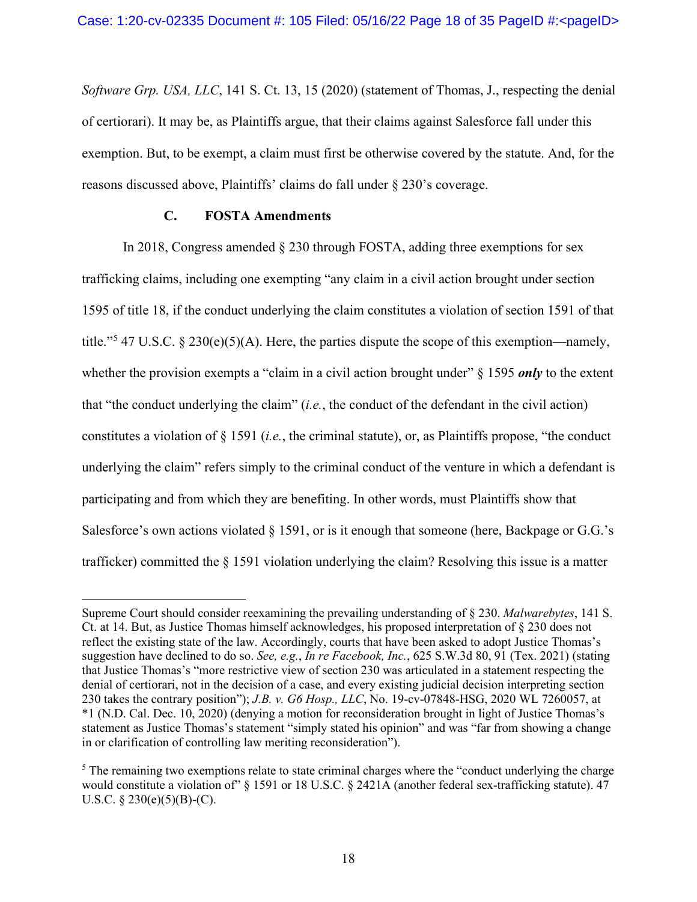*Software Grp. USA, LLC*, 141 S. Ct. 13, 15 (2020) (statement of Thomas, J., respecting the denial of certiorari). It may be, as Plaintiffs argue, that their claims against Salesforce fall under this exemption. But, to be exempt, a claim must first be otherwise covered by the statute. And, for the reasons discussed above, Plaintiffs' claims do fall under § 230's coverage.

### C. FOSTA Amendments

In 2018, Congress amended § 230 through FOSTA, adding three exemptions for sex trafficking claims, including one exempting "any claim in a civil action brought under section 1595 of title 18, if the conduct underlying the claim constitutes a violation of section 1591 of that title."[5] 47 U.S.C. § 230(e)(5)(A). Here, the parties dispute the scope of this exemption—namely, whether the provision exempts a "claim in a civil action brought under" § 1595 ***only*** to the extent that "the conduct underlying the claim" (*i.e.*, the conduct of the defendant in the civil action) constitutes a violation of § 1591 (*i.e.*, the criminal statute), or, as Plaintiffs propose, "the conduct underlying the claim" refers simply to the criminal conduct of the venture in which a defendant is participating and from which they are benefiting. In other words, must Plaintiffs show that Salesforce's own actions violated § 1591, or is it enough that someone (here, Backpage or G.G.'s trafficker) committed the § 1591 violation underlying the claim? Resolving this issue is a matter

---

Supreme Court should consider reexamining the prevailing understanding of § 230. *Malwarebytes*, 141 S. Ct. at 14. But, as Justice Thomas himself acknowledges, his proposed interpretation of § 230 does not reflect the existing state of the law. Accordingly, courts that have been asked to adopt Justice Thomas's suggestion have declined to do so. *See, e.g.*, *In re Facebook, Inc.*, 625 S.W.3d 80, 91 (Tex. 2021) (stating that Justice Thomas's "more restrictive view of section 230 was articulated in a statement respecting the denial of certiorari, not in the decision of a case, and every existing judicial decision interpreting section 230 takes the contrary position"); *J.B. v. G6 Hosp., LLC*, No. 19-cv-07848-HSG, 2020 WL 7260057, at *1 (N.D. Cal. Dec. 10, 2020) (denying a motion for reconsideration brought in light of Justice Thomas's statement as Justice Thomas's statement "simply stated his opinion" and was "far from showing a change in or clarification of controlling law meriting reconsideration").

[5] The remaining two exemptions relate to state criminal charges where the "conduct underlying the charge would constitute a violation of" § 1591 or 18 U.S.C. § 2421A (another federal sex-trafficking statute). 47 U.S.C. § 230(e)(5)(B)-(C).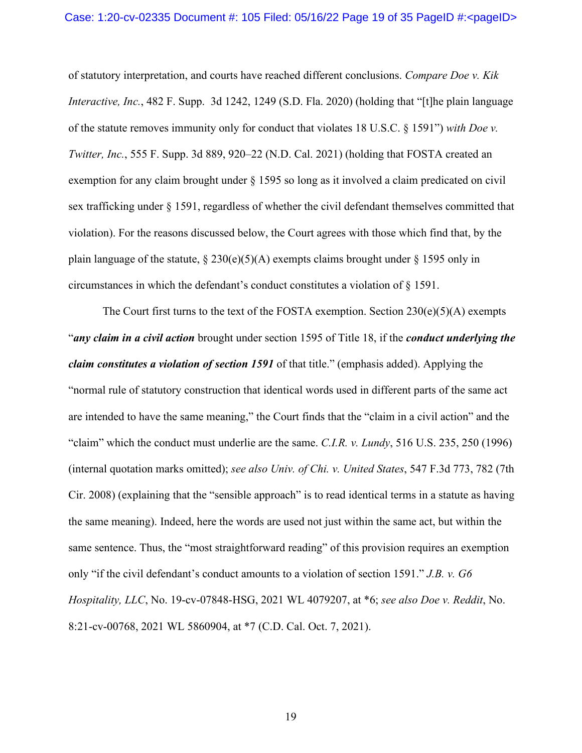of statutory interpretation, and courts have reached different conclusions. *Compare Doe v. Kik Interactive, Inc.*, 482 F. Supp. 3d 1242, 1249 (S.D. Fla. 2020) (holding that "[t]he plain language of the statute removes immunity only for conduct that violates 18 U.S.C. § 1591") *with Doe v. Twitter, Inc.*, 555 F. Supp. 3d 889, 920–22 (N.D. Cal. 2021) (holding that FOSTA created an exemption for any claim brought under § 1595 so long as it involved a claim predicated on civil sex trafficking under § 1591, regardless of whether the civil defendant themselves committed that violation). For the reasons discussed below, the Court agrees with those which find that, by the plain language of the statute, § 230(e)(5)(A) exempts claims brought under § 1595 only in circumstances in which the defendant's conduct constitutes a violation of § 1591.

The Court first turns to the text of the FOSTA exemption. Section 230(e)(5)(A) exempts "***any claim in a civil action*** brought under section 1595 of Title 18, if the ***conduct underlying the claim constitutes a violation of section 1591*** of that title." (emphasis added). Applying the "normal rule of statutory construction that identical words used in different parts of the same act are intended to have the same meaning," the Court finds that the "claim in a civil action" and the "claim" which the conduct must underlie are the same. *C.I.R. v. Lundy*, 516 U.S. 235, 250 (1996) (internal quotation marks omitted); *see also Univ. of Chi. v. United States*, 547 F.3d 773, 782 (7th Cir. 2008) (explaining that the "sensible approach" is to read identical terms in a statute as having the same meaning). Indeed, here the words are used not just within the same act, but within the same sentence. Thus, the "most straightforward reading" of this provision requires an exemption only "if the civil defendant's conduct amounts to a violation of section 1591." *J.B. v. G6 Hospitality, LLC*, No. 19-cv-07848-HSG, 2021 WL 4079207, at *6; *see also Doe v. Reddit*, No. 8:21-cv-00768, 2021 WL 5860904, at *7 (C.D. Cal. Oct. 7, 2021).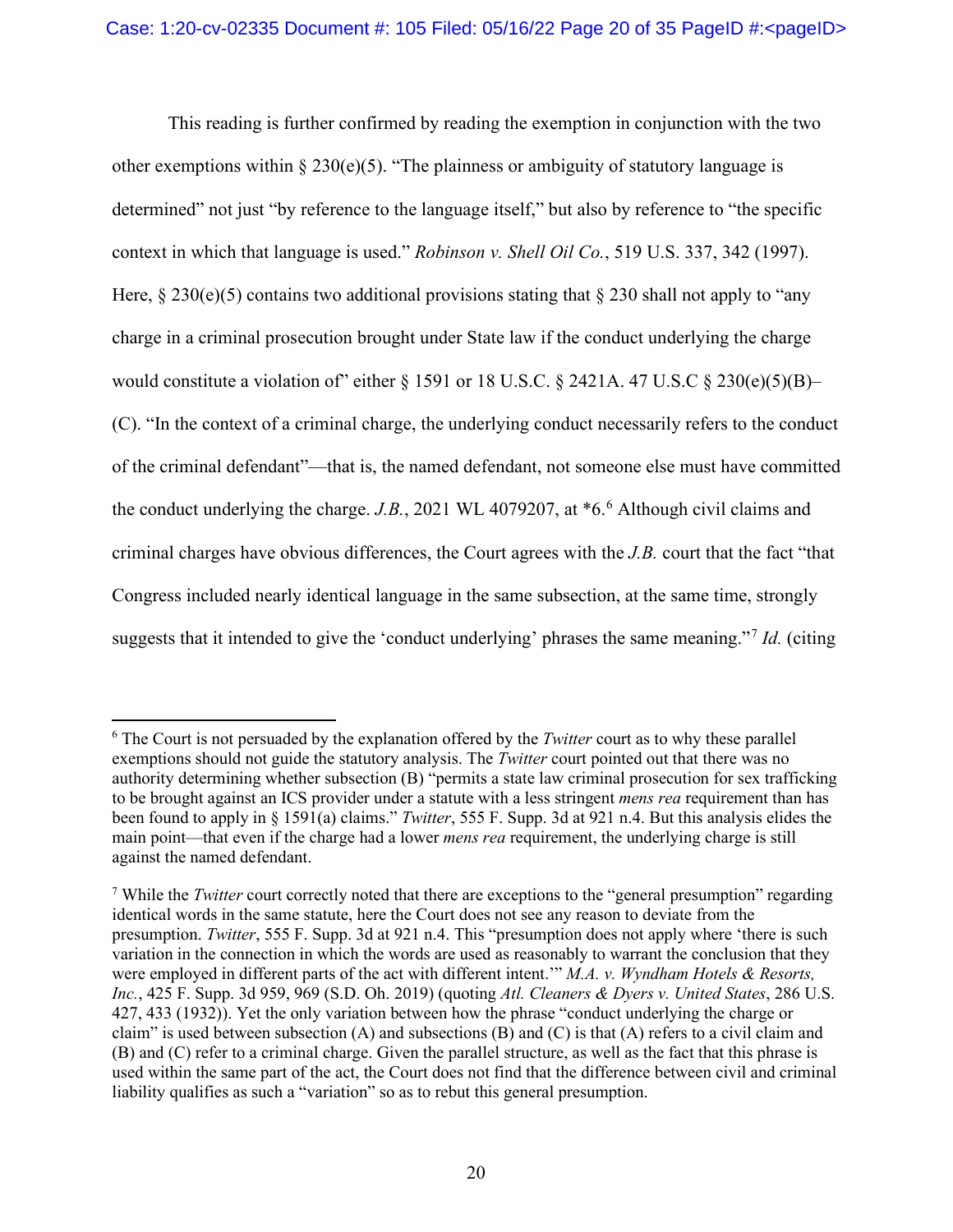This reading is further confirmed by reading the exemption in conjunction with the two other exemptions within § 230(e)(5). "The plainness or ambiguity of statutory language is determined" not just "by reference to the language itself," but also by reference to "the specific context in which that language is used." *Robinson v. Shell Oil Co.*, 519 U.S. 337, 342 (1997). Here, § 230(e)(5) contains two additional provisions stating that § 230 shall not apply to "any charge in a criminal prosecution brought under State law if the conduct underlying the charge would constitute a violation of" either § 1591 or 18 U.S.C. § 2421A. 47 U.S.C § 230(e)(5)(B)–(C). "In the context of a criminal charge, the underlying conduct necessarily refers to the conduct of the criminal defendant"—that is, the named defendant, not someone else must have committed the conduct underlying the charge. *J.B.*, 2021 WL 4079207, at *6.[6] Although civil claims and criminal charges have obvious differences, the Court agrees with the *J.B.* court that the fact "that Congress included nearly identical language in the same subsection, at the same time, strongly suggests that it intended to give the 'conduct underlying' phrases the same meaning."[7] *Id.* (citing

---

[6] The Court is not persuaded by the explanation offered by the *Twitter* court as to why these parallel exemptions should not guide the statutory analysis. The *Twitter* court pointed out that there was no authority determining whether subsection (B) "permits a state law criminal prosecution for sex trafficking to be brought against an ICS provider under a statute with a less stringent *mens rea* requirement than has been found to apply in § 1591(a) claims." *Twitter*, 555 F. Supp. 3d at 921 n.4. But this analysis elides the main point—that even if the charge had a lower *mens rea* requirement, the underlying charge is still against the named defendant.

[7] While the *Twitter* court correctly noted that there are exceptions to the "general presumption" regarding identical words in the same statute, here the Court does not see any reason to deviate from the presumption. *Twitter*, 555 F. Supp. 3d at 921 n.4. This "presumption does not apply where 'there is such variation in the connection in which the words are used as reasonably to warrant the conclusion that they were employed in different parts of the act with different intent.'" *M.A. v. Wyndham Hotels & Resorts, Inc.*, 425 F. Supp. 3d 959, 969 (S.D. Oh. 2019) (quoting *Atl. Cleaners & Dyers v. United States*, 286 U.S. 427, 433 (1932)). Yet the only variation between how the phrase "conduct underlying the charge or claim" is used between subsection (A) and subsections (B) and (C) is that (A) refers to a civil claim and (B) and (C) refer to a criminal charge. Given the parallel structure, as well as the fact that this phrase is used within the same part of the act, the Court does not find that the difference between civil and criminal liability qualifies as such a "variation" so as to rebut this general presumption.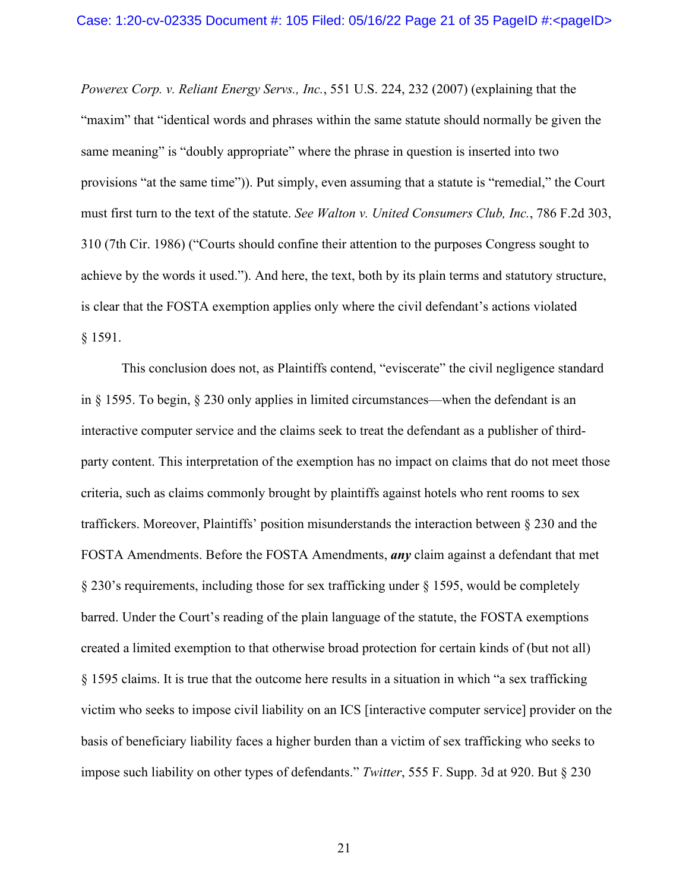*Powerex Corp. v. Reliant Energy Servs., Inc.*, 551 U.S. 224, 232 (2007) (explaining that the "maxim" that "identical words and phrases within the same statute should normally be given the same meaning" is "doubly appropriate" where the phrase in question is inserted into two provisions "at the same time")). Put simply, even assuming that a statute is "remedial," the Court must first turn to the text of the statute. *See Walton v. United Consumers Club, Inc.*, 786 F.2d 303, 310 (7th Cir. 1986) ("Courts should confine their attention to the purposes Congress sought to achieve by the words it used."). And here, the text, both by its plain terms and statutory structure, is clear that the FOSTA exemption applies only where the civil defendant's actions violated § 1591.

This conclusion does not, as Plaintiffs contend, "eviscerate" the civil negligence standard in § 1595. To begin, § 230 only applies in limited circumstances—when the defendant is an interactive computer service and the claims seek to treat the defendant as a publisher of third-party content. This interpretation of the exemption has no impact on claims that do not meet those criteria, such as claims commonly brought by plaintiffs against hotels who rent rooms to sex traffickers. Moreover, Plaintiffs' position misunderstands the interaction between § 230 and the FOSTA Amendments. Before the FOSTA Amendments, ***any*** claim against a defendant that met § 230's requirements, including those for sex trafficking under § 1595, would be completely barred. Under the Court's reading of the plain language of the statute, the FOSTA exemptions created a limited exemption to that otherwise broad protection for certain kinds of (but not all) § 1595 claims. It is true that the outcome here results in a situation in which "a sex trafficking victim who seeks to impose civil liability on an ICS [interactive computer service] provider on the basis of beneficiary liability faces a higher burden than a victim of sex trafficking who seeks to impose such liability on other types of defendants." *Twitter*, 555 F. Supp. 3d at 920. But § 230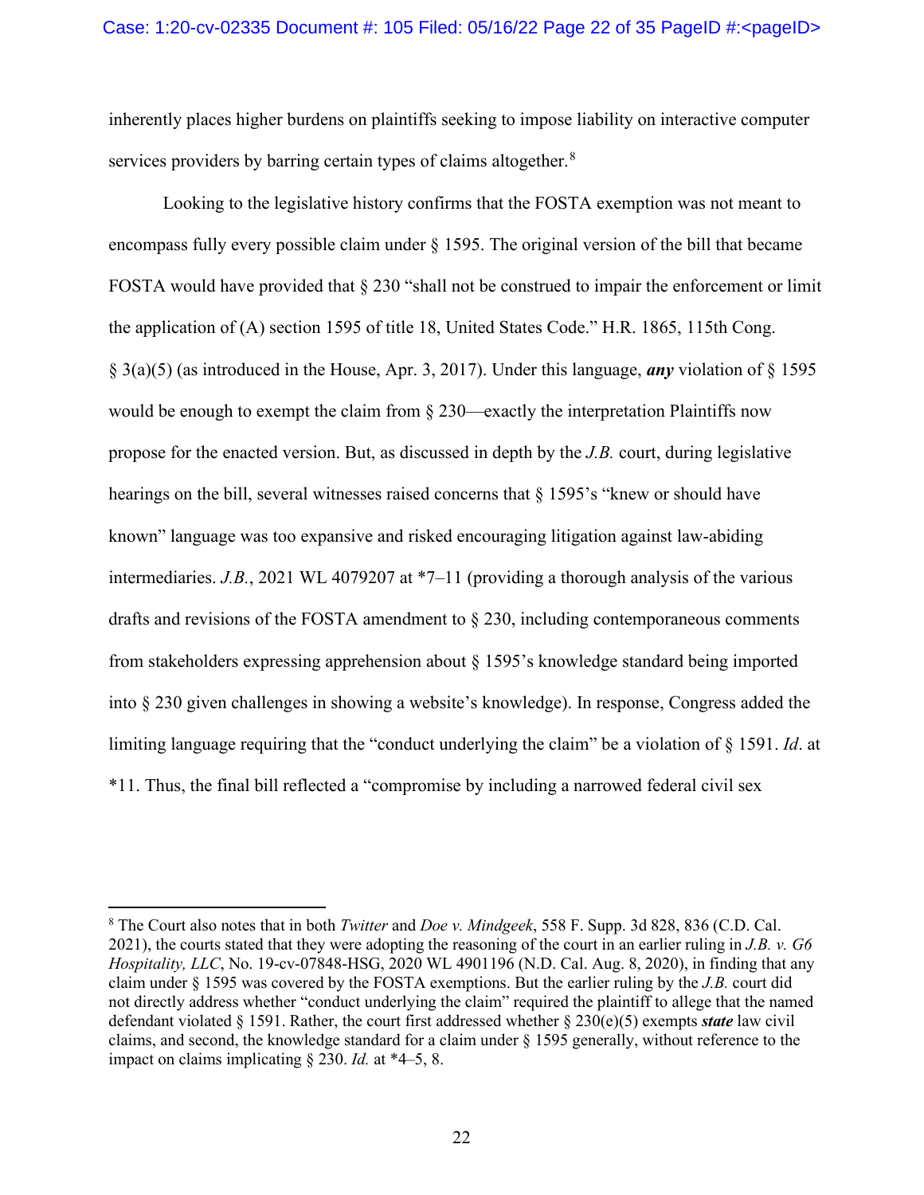inherently places higher burdens on plaintiffs seeking to impose liability on interactive computer services providers by barring certain types of claims altogether.[8]

Looking to the legislative history confirms that the FOSTA exemption was not meant to encompass fully every possible claim under § 1595. The original version of the bill that became FOSTA would have provided that § 230 "shall not be construed to impair the enforcement or limit the application of (A) section 1595 of title 18, United States Code." H.R. 1865, 115th Cong. § 3(a)(5) (as introduced in the House, Apr. 3, 2017). Under this language, ***any*** violation of § 1595 would be enough to exempt the claim from § 230—exactly the interpretation Plaintiffs now propose for the enacted version. But, as discussed in depth by the *J.B.* court, during legislative hearings on the bill, several witnesses raised concerns that § 1595's "knew or should have known" language was too expansive and risked encouraging litigation against law-abiding intermediaries. *J.B.*, 2021 WL 4079207 at *7–11 (providing a thorough analysis of the various drafts and revisions of the FOSTA amendment to § 230, including contemporaneous comments from stakeholders expressing apprehension about § 1595's knowledge standard being imported into § 230 given challenges in showing a website's knowledge). In response, Congress added the limiting language requiring that the "conduct underlying the claim" be a violation of § 1591. *Id*. at *11. Thus, the final bill reflected a "compromise by including a narrowed federal civil sex

---

[8] The Court also notes that in both *Twitter* and *Doe v. Mindgeek*, 558 F. Supp. 3d 828, 836 (C.D. Cal. 2021), the courts stated that they were adopting the reasoning of the court in an earlier ruling in *J.B. v. G6 Hospitality, LLC*, No. 19-cv-07848-HSG, 2020 WL 4901196 (N.D. Cal. Aug. 8, 2020), in finding that any claim under § 1595 was covered by the FOSTA exemptions. But the earlier ruling by the *J.B.* court did not directly address whether "conduct underlying the claim" required the plaintiff to allege that the named defendant violated § 1591. Rather, the court first addressed whether § 230(e)(5) exempts ***state*** law civil claims, and second, the knowledge standard for a claim under § 1595 generally, without reference to the impact on claims implicating § 230. *Id.* at *4–5, 8.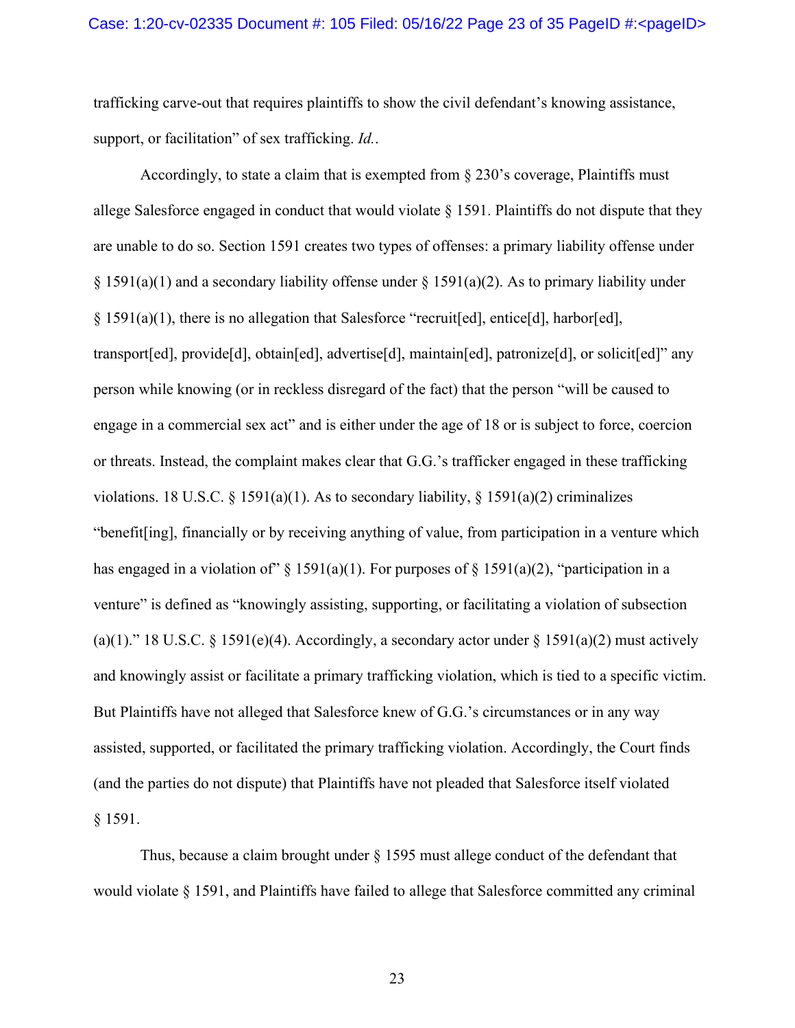trafficking carve-out that requires plaintiffs to show the civil defendant's knowing assistance, support, or facilitation" of sex trafficking. *Id.*.

Accordingly, to state a claim that is exempted from § 230's coverage, Plaintiffs must allege Salesforce engaged in conduct that would violate § 1591. Plaintiffs do not dispute that they are unable to do so. Section 1591 creates two types of offenses: a primary liability offense under § 1591(a)(1) and a secondary liability offense under § 1591(a)(2). As to primary liability under § 1591(a)(1), there is no allegation that Salesforce "recruit[ed], entice[d], harbor[ed], transport[ed], provide[d], obtain[ed], advertise[d], maintain[ed], patronize[d], or solicit[ed]" any person while knowing (or in reckless disregard of the fact) that the person "will be caused to engage in a commercial sex act" and is either under the age of 18 or is subject to force, coercion or threats. Instead, the complaint makes clear that G.G.'s trafficker engaged in these trafficking violations. 18 U.S.C. § 1591(a)(1). As to secondary liability, § 1591(a)(2) criminalizes "benefit[ing], financially or by receiving anything of value, from participation in a venture which has engaged in a violation of" § 1591(a)(1). For purposes of § 1591(a)(2), "participation in a venture" is defined as "knowingly assisting, supporting, or facilitating a violation of subsection (a)(1)." 18 U.S.C. § 1591(e)(4). Accordingly, a secondary actor under § 1591(a)(2) must actively and knowingly assist or facilitate a primary trafficking violation, which is tied to a specific victim. But Plaintiffs have not alleged that Salesforce knew of G.G.'s circumstances or in any way assisted, supported, or facilitated the primary trafficking violation. Accordingly, the Court finds (and the parties do not dispute) that Plaintiffs have not pleaded that Salesforce itself violated § 1591.

Thus, because a claim brought under § 1595 must allege conduct of the defendant that would violate § 1591, and Plaintiffs have failed to allege that Salesforce committed any criminal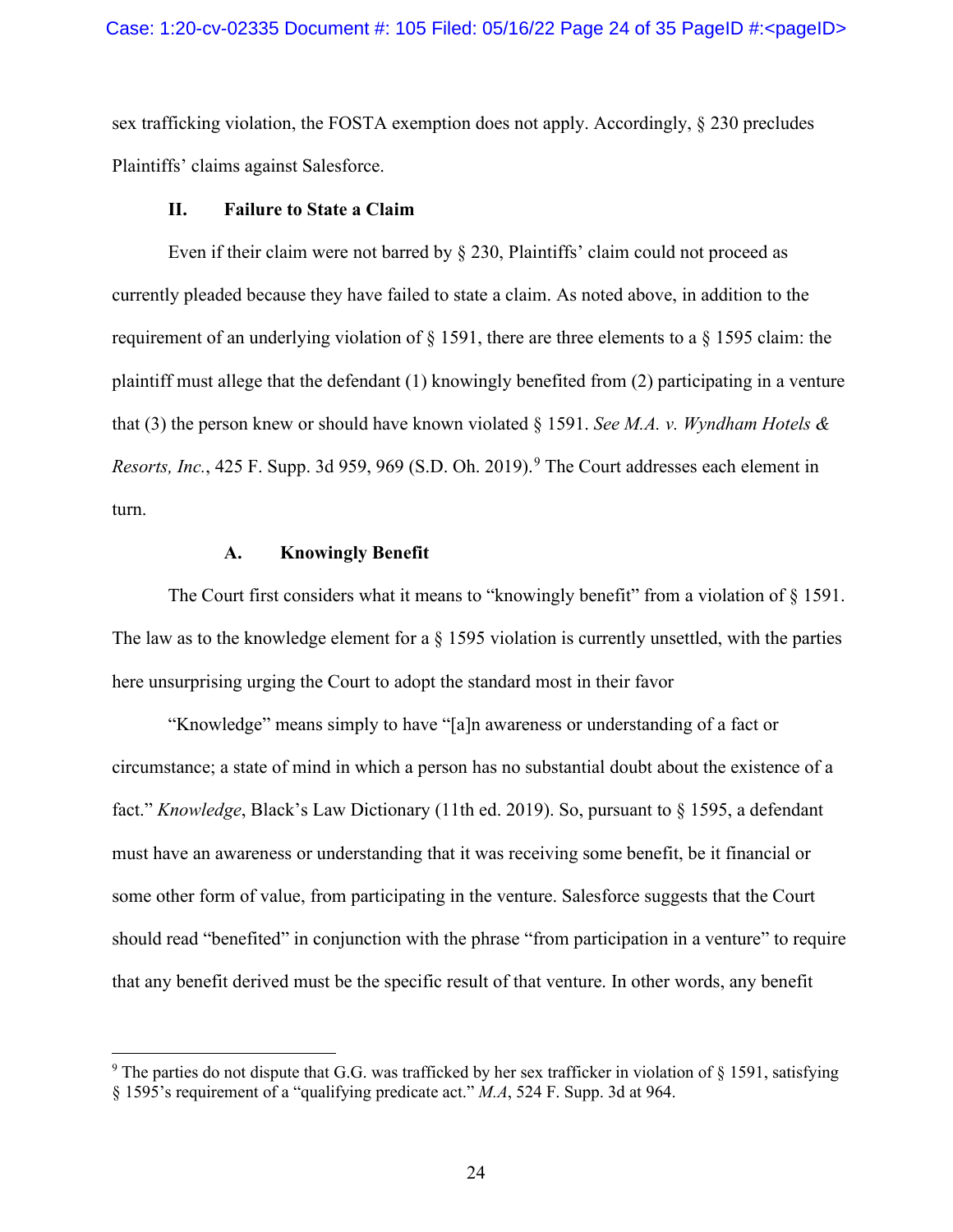sex trafficking violation, the FOSTA exemption does not apply. Accordingly, § 230 precludes Plaintiffs' claims against Salesforce.

## II. Failure to State a Claim

Even if their claim were not barred by § 230, Plaintiffs' claim could not proceed as currently pleaded because they have failed to state a claim. As noted above, in addition to the requirement of an underlying violation of § 1591, there are three elements to a § 1595 claim: the plaintiff must allege that the defendant (1) knowingly benefited from (2) participating in a venture that (3) the person knew or should have known violated § 1591. *See M.A. v. Wyndham Hotels & Resorts, Inc.*, 425 F. Supp. 3d 959, 969 (S.D. Oh. 2019).[9] The Court addresses each element in turn.

### A. Knowingly Benefit

The Court first considers what it means to "knowingly benefit" from a violation of § 1591. The law as to the knowledge element for a § 1595 violation is currently unsettled, with the parties here unsurprising urging the Court to adopt the standard most in their favor

"Knowledge" means simply to have "[a]n awareness or understanding of a fact or circumstance; a state of mind in which a person has no substantial doubt about the existence of a fact." *Knowledge*, Black's Law Dictionary (11th ed. 2019). So, pursuant to § 1595, a defendant must have an awareness or understanding that it was receiving some benefit, be it financial or some other form of value, from participating in the venture. Salesforce suggests that the Court should read "benefited" in conjunction with the phrase "from participation in a venture" to require that any benefit derived must be the specific result of that venture. In other words, any benefit

---

[9] The parties do not dispute that G.G. was trafficked by her sex trafficker in violation of § 1591, satisfying § 1595's requirement of a "qualifying predicate act." *M.A*, 524 F. Supp. 3d at 964.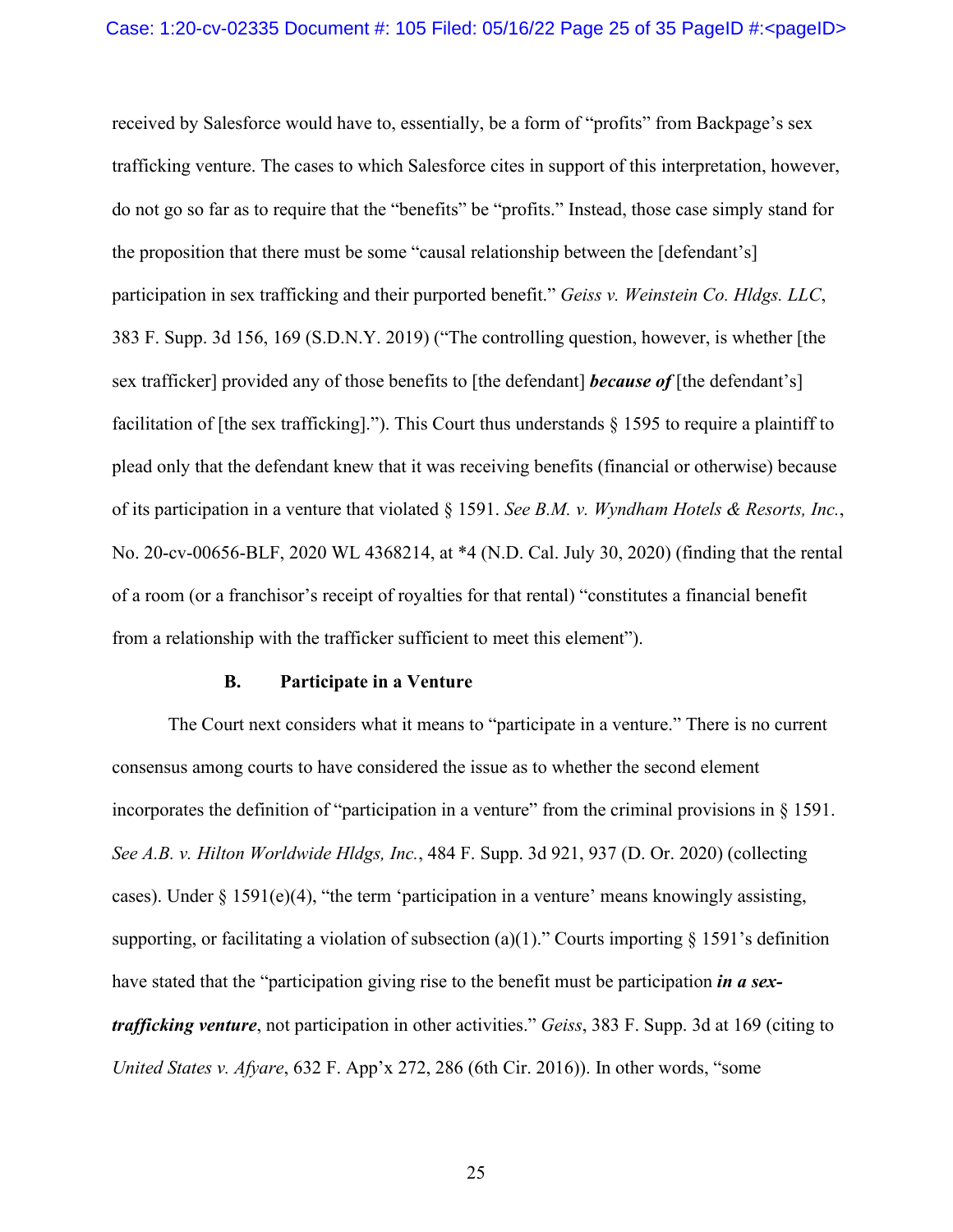received by Salesforce would have to, essentially, be a form of "profits" from Backpage's sex trafficking venture. The cases to which Salesforce cites in support of this interpretation, however, do not go so far as to require that the "benefits" be "profits." Instead, those case simply stand for the proposition that there must be some "causal relationship between the [defendant's] participation in sex trafficking and their purported benefit." *Geiss v. Weinstein Co. Hldgs. LLC*, 383 F. Supp. 3d 156, 169 (S.D.N.Y. 2019) ("The controlling question, however, is whether [the sex trafficker] provided any of those benefits to [the defendant] ***because of*** [the defendant's] facilitation of [the sex trafficking]."). This Court thus understands § 1595 to require a plaintiff to plead only that the defendant knew that it was receiving benefits (financial or otherwise) because of its participation in a venture that violated § 1591. *See B.M. v. Wyndham Hotels & Resorts, Inc.*, No. 20-cv-00656-BLF, 2020 WL 4368214, at *4 (N.D. Cal. July 30, 2020) (finding that the rental of a room (or a franchisor's receipt of royalties for that rental) "constitutes a financial benefit from a relationship with the trafficker sufficient to meet this element").

### B. Participate in a Venture

The Court next considers what it means to "participate in a venture." There is no current consensus among courts to have considered the issue as to whether the second element incorporates the definition of "participation in a venture" from the criminal provisions in § 1591. *See A.B. v. Hilton Worldwide Hldgs, Inc.*, 484 F. Supp. 3d 921, 937 (D. Or. 2020) (collecting cases). Under § 1591(e)(4), "the term 'participation in a venture' means knowingly assisting, supporting, or facilitating a violation of subsection (a)(1)." Courts importing § 1591's definition have stated that the "participation giving rise to the benefit must be participation ***in a sex-trafficking venture***, not participation in other activities." *Geiss*, 383 F. Supp. 3d at 169 (citing to *United States v. Afyare*, 632 F. App'x 272, 286 (6th Cir. 2016)). In other words, "some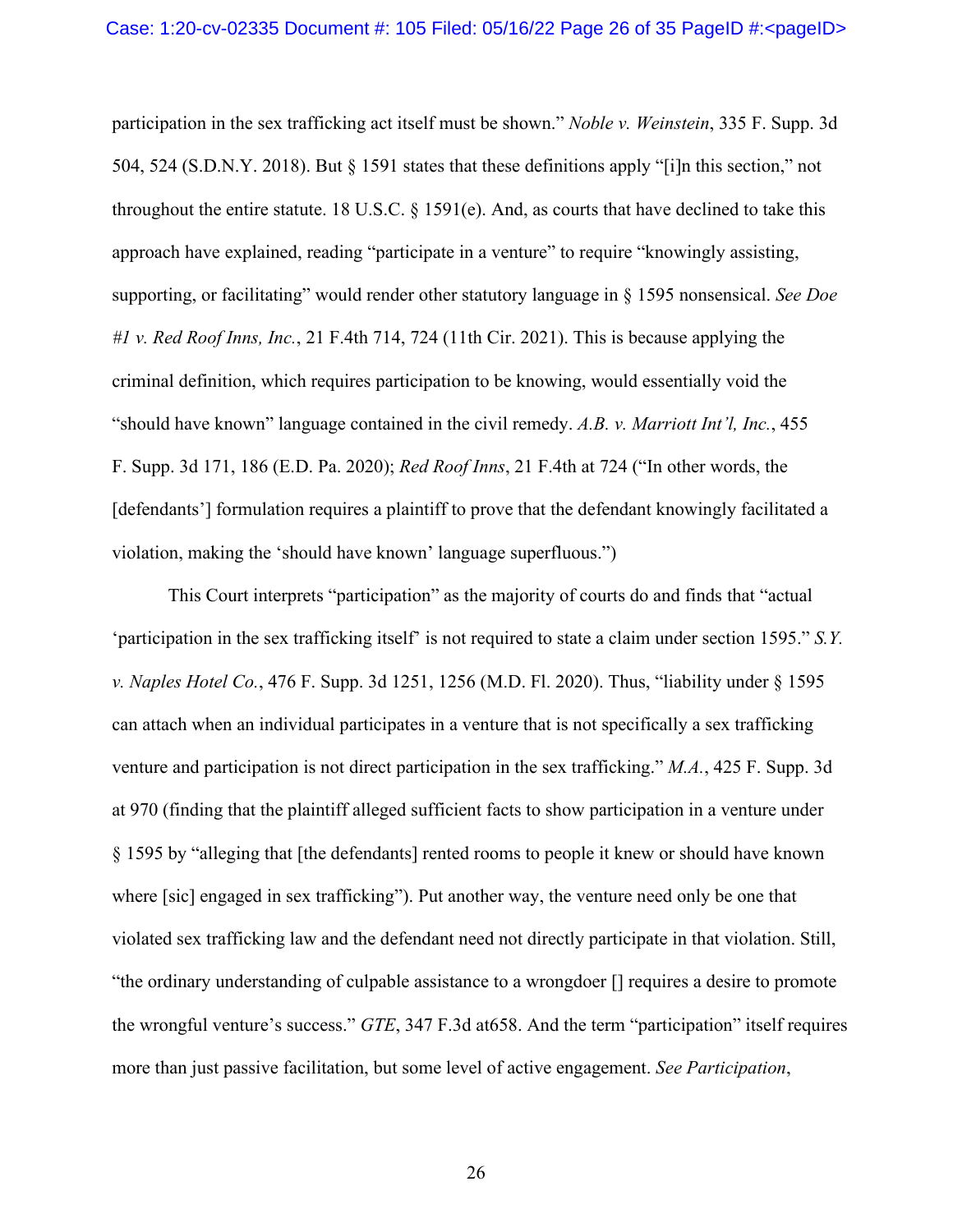participation in the sex trafficking act itself must be shown." *Noble v. Weinstein*, 335 F. Supp. 3d 504, 524 (S.D.N.Y. 2018). But § 1591 states that these definitions apply "[i]n this section," not throughout the entire statute. 18 U.S.C. § 1591(e). And, as courts that have declined to take this approach have explained, reading "participate in a venture" to require "knowingly assisting, supporting, or facilitating" would render other statutory language in § 1595 nonsensical. *See Doe #1 v. Red Roof Inns, Inc.*, 21 F.4th 714, 724 (11th Cir. 2021). This is because applying the criminal definition, which requires participation to be knowing, would essentially void the "should have known" language contained in the civil remedy. *A.B. v. Marriott Int'l, Inc.*, 455 F. Supp. 3d 171, 186 (E.D. Pa. 2020); *Red Roof Inns*, 21 F.4th at 724 ("In other words, the [defendants'] formulation requires a plaintiff to prove that the defendant knowingly facilitated a violation, making the 'should have known' language superfluous.")

This Court interprets "participation" as the majority of courts do and finds that "actual 'participation in the sex trafficking itself' is not required to state a claim under section 1595." *S.Y. v. Naples Hotel Co.*, 476 F. Supp. 3d 1251, 1256 (M.D. Fl. 2020). Thus, "liability under § 1595 can attach when an individual participates in a venture that is not specifically a sex trafficking venture and participation is not direct participation in the sex trafficking." *M.A.*, 425 F. Supp. 3d at 970 (finding that the plaintiff alleged sufficient facts to show participation in a venture under § 1595 by "alleging that [the defendants] rented rooms to people it knew or should have known where [sic] engaged in sex trafficking"). Put another way, the venture need only be one that violated sex trafficking law and the defendant need not directly participate in that violation. Still, "the ordinary understanding of culpable assistance to a wrongdoer [] requires a desire to promote the wrongful venture's success." *GTE*, 347 F.3d at658. And the term "participation" itself requires more than just passive facilitation, but some level of active engagement. *See Participation*,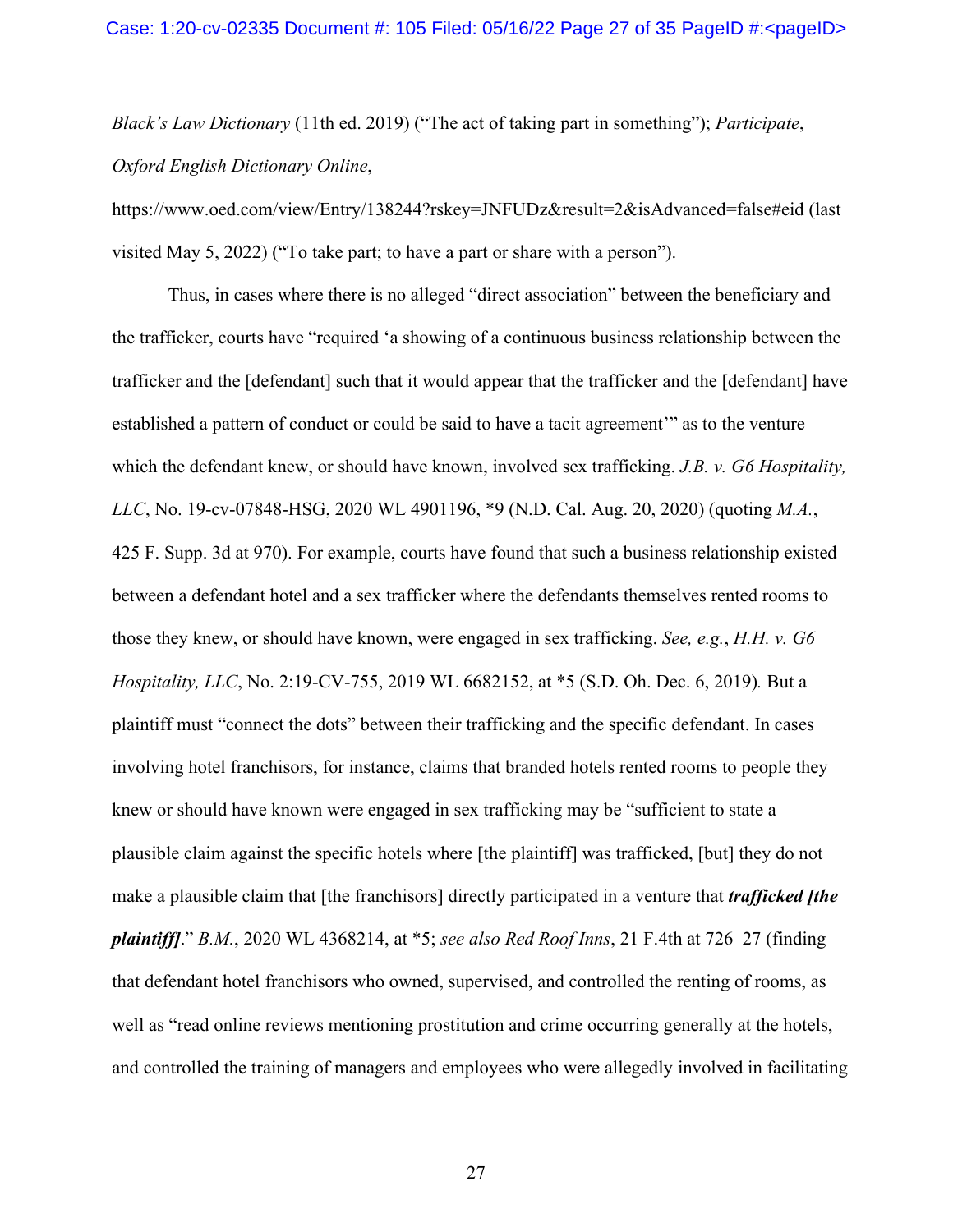*Black's Law Dictionary* (11th ed. 2019) ("The act of taking part in something"); *Participate*, *Oxford English Dictionary Online*, https://www.oed.com/view/Entry/138244?rskey=JNFUDz&result=2&isAdvanced=false#eid (last visited May 5, 2022) ("To take part; to have a part or share with a person").

Thus, in cases where there is no alleged "direct association" between the beneficiary and the trafficker, courts have "required 'a showing of a continuous business relationship between the trafficker and the [defendant] such that it would appear that the trafficker and the [defendant] have established a pattern of conduct or could be said to have a tacit agreement'" as to the venture which the defendant knew, or should have known, involved sex trafficking. *J.B. v. G6 Hospitality, LLC*, No. 19-cv-07848-HSG, 2020 WL 4901196, *9 (N.D. Cal. Aug. 20, 2020) (quoting *M.A.*, 425 F. Supp. 3d at 970). For example, courts have found that such a business relationship existed between a defendant hotel and a sex trafficker where the defendants themselves rented rooms to those they knew, or should have known, were engaged in sex trafficking. *See, e.g.*, *H.H. v. G6 Hospitality, LLC*, No. 2:19-CV-755, 2019 WL 6682152, at *5 (S.D. Oh. Dec. 6, 2019). But a plaintiff must "connect the dots" between their trafficking and the specific defendant. In cases involving hotel franchisors, for instance, claims that branded hotels rented rooms to people they knew or should have known were engaged in sex trafficking may be "sufficient to state a plausible claim against the specific hotels where [the plaintiff] was trafficked, [but] they do not make a plausible claim that [the franchisors] directly participated in a venture that ***trafficked [the plaintiff]***." *B.M.*, 2020 WL 4368214, at *5; *see also Red Roof Inns*, 21 F.4th at 726–27 (finding that defendant hotel franchisors who owned, supervised, and controlled the renting of rooms, as well as "read online reviews mentioning prostitution and crime occurring generally at the hotels, and controlled the training of managers and employees who were allegedly involved in facilitating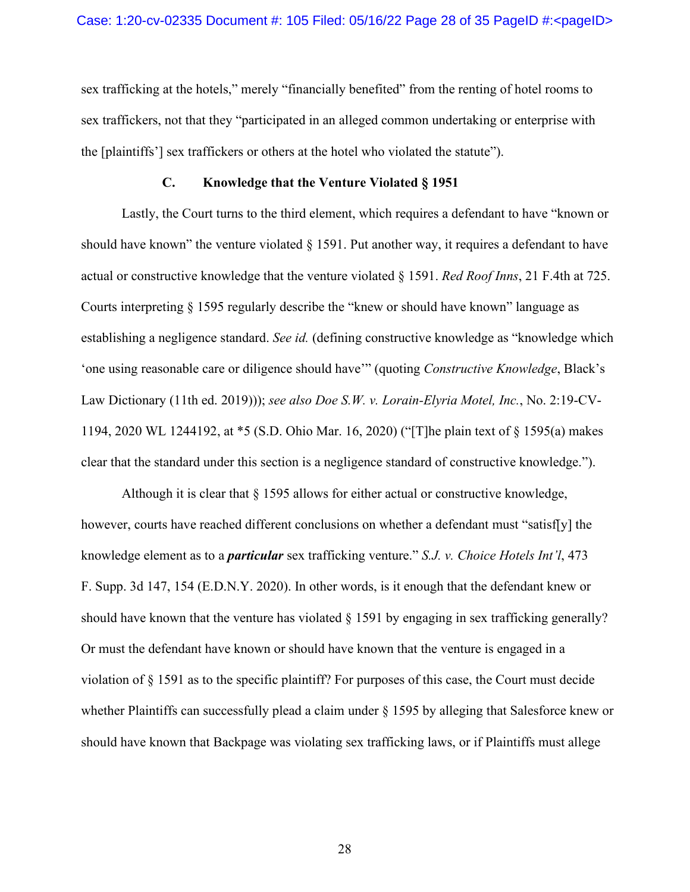sex trafficking at the hotels," merely "financially benefited" from the renting of hotel rooms to sex traffickers, not that they "participated in an alleged common undertaking or enterprise with the [plaintiffs'] sex traffickers or others at the hotel who violated the statute").

### C. Knowledge that the Venture Violated § 1951

Lastly, the Court turns to the third element, which requires a defendant to have "known or should have known" the venture violated § 1591. Put another way, it requires a defendant to have actual or constructive knowledge that the venture violated § 1591. *Red Roof Inns*, 21 F.4th at 725. Courts interpreting § 1595 regularly describe the "knew or should have known" language as establishing a negligence standard. *See id.* (defining constructive knowledge as "knowledge which 'one using reasonable care or diligence should have'" (quoting *Constructive Knowledge*, Black's Law Dictionary (11th ed. 2019))); *see also Doe S.W. v. Lorain-Elyria Motel, Inc.*, No. 2:19-CV-1194, 2020 WL 1244192, at *5 (S.D. Ohio Mar. 16, 2020) ("[T]he plain text of § 1595(a) makes clear that the standard under this section is a negligence standard of constructive knowledge.").

Although it is clear that § 1595 allows for either actual or constructive knowledge, however, courts have reached different conclusions on whether a defendant must "satisf[y] the knowledge element as to a ***particular*** sex trafficking venture." *S.J. v. Choice Hotels Int'l*, 473 F. Supp. 3d 147, 154 (E.D.N.Y. 2020). In other words, is it enough that the defendant knew or should have known that the venture has violated § 1591 by engaging in sex trafficking generally? Or must the defendant have known or should have known that the venture is engaged in a violation of § 1591 as to the specific plaintiff? For purposes of this case, the Court must decide whether Plaintiffs can successfully plead a claim under § 1595 by alleging that Salesforce knew or should have known that Backpage was violating sex trafficking laws, or if Plaintiffs must allege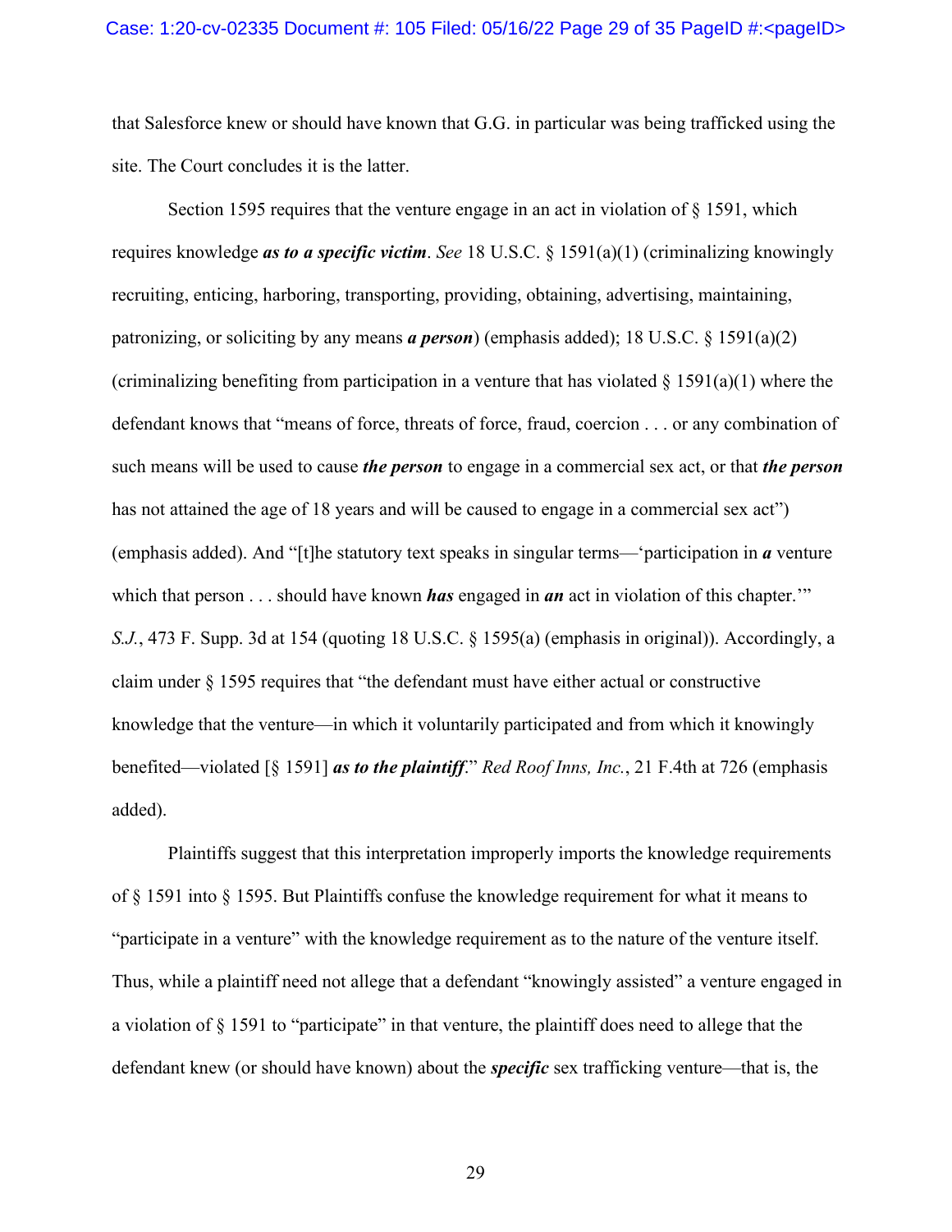that Salesforce knew or should have known that G.G. in particular was being trafficked using the site. The Court concludes it is the latter.

Section 1595 requires that the venture engage in an act in violation of § 1591, which requires knowledge ***as to a specific victim***. *See* 18 U.S.C. § 1591(a)(1) (criminalizing knowingly recruiting, enticing, harboring, transporting, providing, obtaining, advertising, maintaining, patronizing, or soliciting by any means ***a person***) (emphasis added); 18 U.S.C. § 1591(a)(2) (criminalizing benefiting from participation in a venture that has violated § 1591(a)(1) where the defendant knows that "means of force, threats of force, fraud, coercion . . . or any combination of such means will be used to cause ***the person*** to engage in a commercial sex act, or that ***the person*** has not attained the age of 18 years and will be caused to engage in a commercial sex act") (emphasis added). And "[t]he statutory text speaks in singular terms—'participation in ***a*** venture which that person . . . should have known ***has*** engaged in ***an*** act in violation of this chapter.'" *S.J.*, 473 F. Supp. 3d at 154 (quoting 18 U.S.C. § 1595(a) (emphasis in original)). Accordingly, a claim under § 1595 requires that "the defendant must have either actual or constructive knowledge that the venture—in which it voluntarily participated and from which it knowingly benefited—violated [§ 1591] ***as to the plaintiff***." *Red Roof Inns, Inc.*, 21 F.4th at 726 (emphasis added).

Plaintiffs suggest that this interpretation improperly imports the knowledge requirements of § 1591 into § 1595. But Plaintiffs confuse the knowledge requirement for what it means to "participate in a venture" with the knowledge requirement as to the nature of the venture itself. Thus, while a plaintiff need not allege that a defendant "knowingly assisted" a venture engaged in a violation of § 1591 to "participate" in that venture, the plaintiff does need to allege that the defendant knew (or should have known) about the ***specific*** sex trafficking venture—that is, the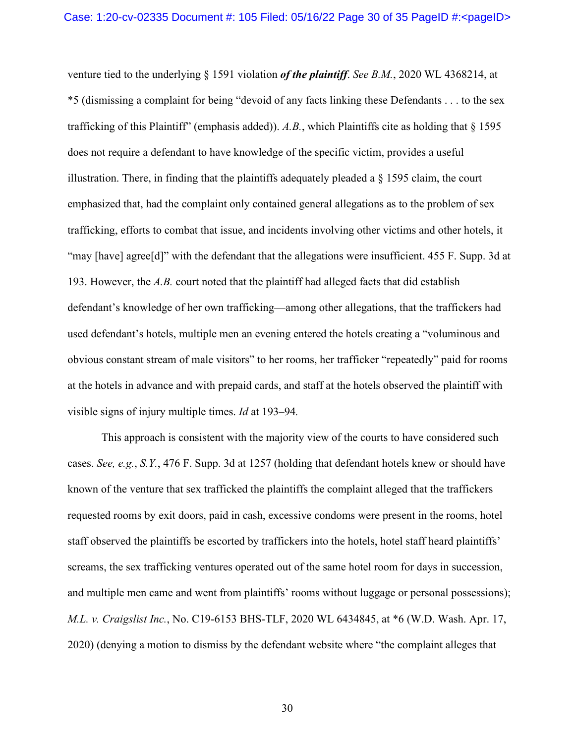venture tied to the underlying § 1591 violation ***of the plaintiff***. *See B.M.*, 2020 WL 4368214, at *5 (dismissing a complaint for being "devoid of any facts linking these Defendants . . . to the sex trafficking of this Plaintiff" (emphasis added)). *A.B.*, which Plaintiffs cite as holding that § 1595 does not require a defendant to have knowledge of the specific victim, provides a useful illustration. There, in finding that the plaintiffs adequately pleaded a § 1595 claim, the court emphasized that, had the complaint only contained general allegations as to the problem of sex trafficking, efforts to combat that issue, and incidents involving other victims and other hotels, it "may [have] agree[d]" with the defendant that the allegations were insufficient. 455 F. Supp. 3d at 193. However, the *A.B.* court noted that the plaintiff had alleged facts that did establish defendant's knowledge of her own trafficking—among other allegations, that the traffickers had used defendant's hotels, multiple men an evening entered the hotels creating a "voluminous and obvious constant stream of male visitors" to her rooms, her trafficker "repeatedly" paid for rooms at the hotels in advance and with prepaid cards, and staff at the hotels observed the plaintiff with visible signs of injury multiple times. *Id* at 193–94.

This approach is consistent with the majority view of the courts to have considered such cases. *See, e.g.*, *S.Y.*, 476 F. Supp. 3d at 1257 (holding that defendant hotels knew or should have known of the venture that sex trafficked the plaintiffs the complaint alleged that the traffickers requested rooms by exit doors, paid in cash, excessive condoms were present in the rooms, hotel staff observed the plaintiffs be escorted by traffickers into the hotels, hotel staff heard plaintiffs' screams, the sex trafficking ventures operated out of the same hotel room for days in succession, and multiple men came and went from plaintiffs' rooms without luggage or personal possessions); *M.L. v. Craigslist Inc.*, No. C19-6153 BHS-TLF, 2020 WL 6434845, at *6 (W.D. Wash. Apr. 17, 2020) (denying a motion to dismiss by the defendant website where "the complaint alleges that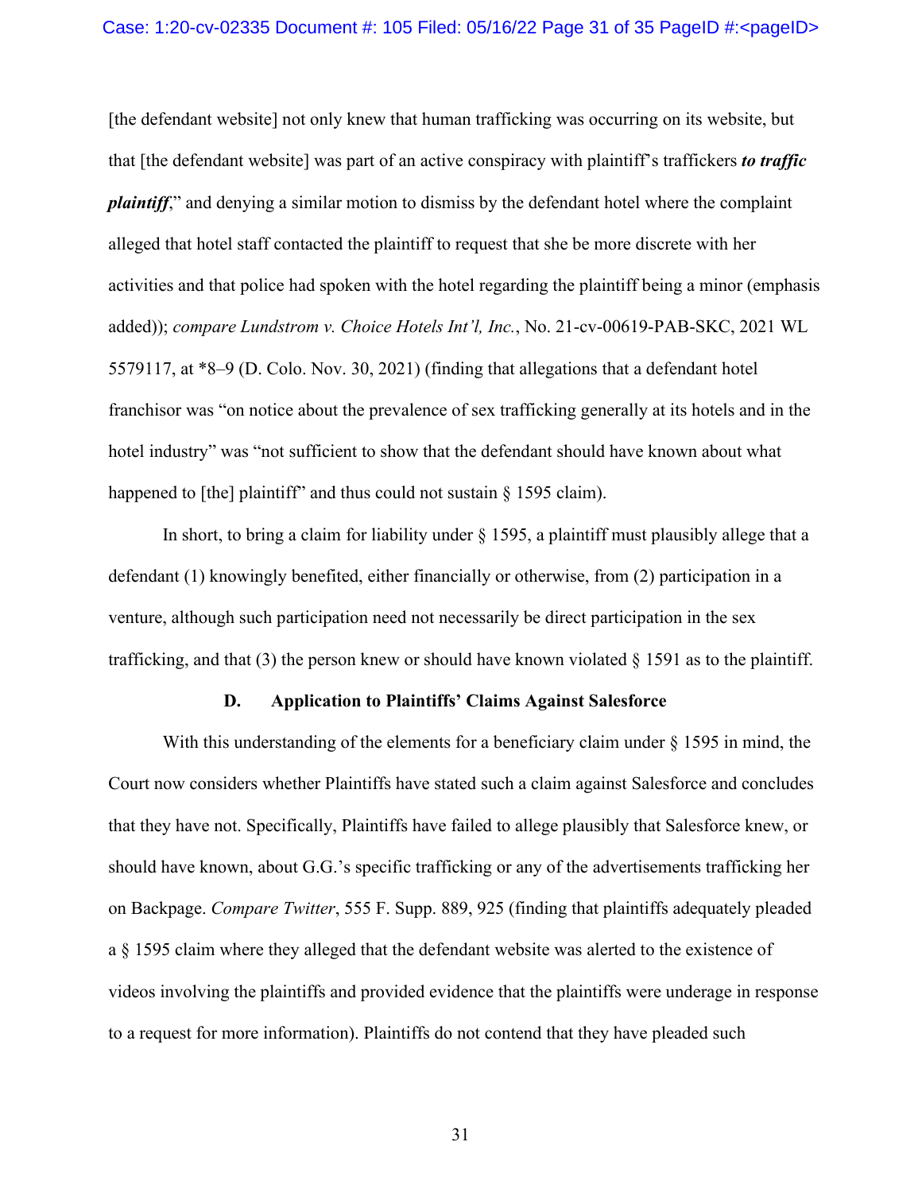[the defendant website] not only knew that human trafficking was occurring on its website, but that [the defendant website] was part of an active conspiracy with plaintiff's traffickers ***to traffic plaintiff***," and denying a similar motion to dismiss by the defendant hotel where the complaint alleged that hotel staff contacted the plaintiff to request that she be more discrete with her activities and that police had spoken with the hotel regarding the plaintiff being a minor (emphasis added)); *compare Lundstrom v. Choice Hotels Int'l, Inc.*, No. 21-cv-00619-PAB-SKC, 2021 WL 5579117, at *8–9 (D. Colo. Nov. 30, 2021) (finding that allegations that a defendant hotel franchisor was "on notice about the prevalence of sex trafficking generally at its hotels and in the hotel industry" was "not sufficient to show that the defendant should have known about what happened to [the] plaintiff" and thus could not sustain § 1595 claim).

In short, to bring a claim for liability under § 1595, a plaintiff must plausibly allege that a defendant (1) knowingly benefited, either financially or otherwise, from (2) participation in a venture, although such participation need not necessarily be direct participation in the sex trafficking, and that (3) the person knew or should have known violated § 1591 as to the plaintiff.

### D. Application to Plaintiffs' Claims Against Salesforce

With this understanding of the elements for a beneficiary claim under § 1595 in mind, the Court now considers whether Plaintiffs have stated such a claim against Salesforce and concludes that they have not. Specifically, Plaintiffs have failed to allege plausibly that Salesforce knew, or should have known, about G.G.'s specific trafficking or any of the advertisements trafficking her on Backpage. *Compare Twitter*, 555 F. Supp. 889, 925 (finding that plaintiffs adequately pleaded a § 1595 claim where they alleged that the defendant website was alerted to the existence of videos involving the plaintiffs and provided evidence that the plaintiffs were underage in response to a request for more information). Plaintiffs do not contend that they have pleaded such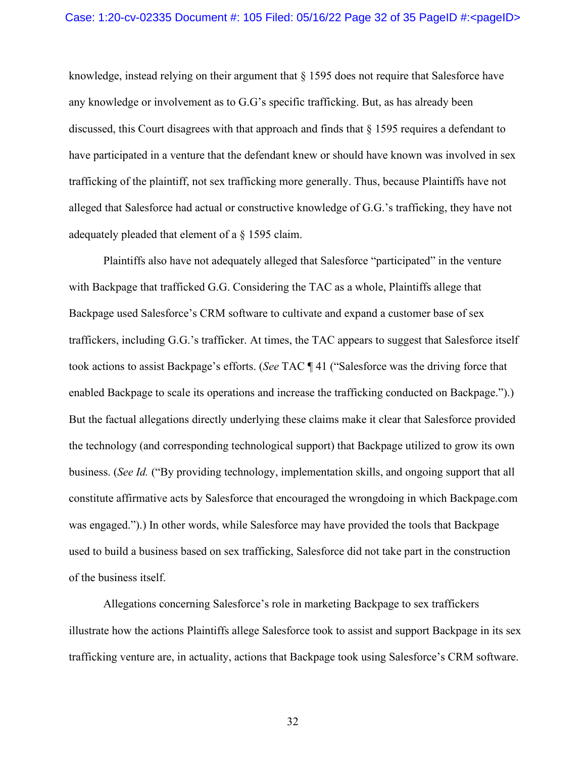knowledge, instead relying on their argument that § 1595 does not require that Salesforce have any knowledge or involvement as to G.G's specific trafficking. But, as has already been discussed, this Court disagrees with that approach and finds that § 1595 requires a defendant to have participated in a venture that the defendant knew or should have known was involved in sex trafficking of the plaintiff, not sex trafficking more generally. Thus, because Plaintiffs have not alleged that Salesforce had actual or constructive knowledge of G.G.'s trafficking, they have not adequately pleaded that element of a § 1595 claim.

Plaintiffs also have not adequately alleged that Salesforce "participated" in the venture with Backpage that trafficked G.G. Considering the TAC as a whole, Plaintiffs allege that Backpage used Salesforce's CRM software to cultivate and expand a customer base of sex traffickers, including G.G.'s trafficker. At times, the TAC appears to suggest that Salesforce itself took actions to assist Backpage's efforts. (*See* TAC ¶ 41 ("Salesforce was the driving force that enabled Backpage to scale its operations and increase the trafficking conducted on Backpage.").) But the factual allegations directly underlying these claims make it clear that Salesforce provided the technology (and corresponding technological support) that Backpage utilized to grow its own business. (*See Id.* ("By providing technology, implementation skills, and ongoing support that all constitute affirmative acts by Salesforce that encouraged the wrongdoing in which Backpage.com was engaged.").) In other words, while Salesforce may have provided the tools that Backpage used to build a business based on sex trafficking, Salesforce did not take part in the construction of the business itself.

Allegations concerning Salesforce's role in marketing Backpage to sex traffickers illustrate how the actions Plaintiffs allege Salesforce took to assist and support Backpage in its sex trafficking venture are, in actuality, actions that Backpage took using Salesforce's CRM software.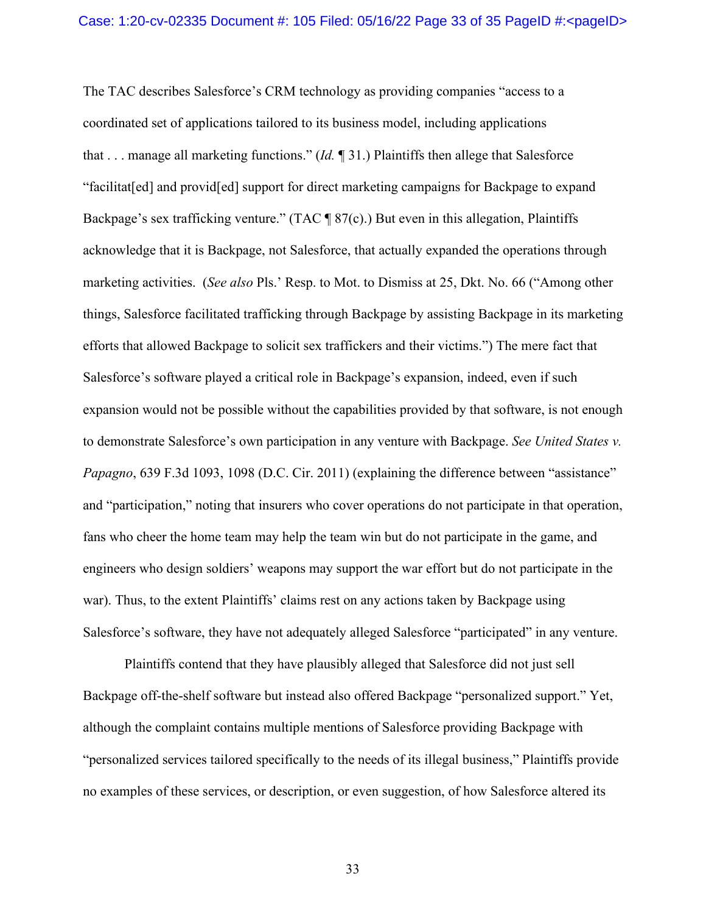The TAC describes Salesforce's CRM technology as providing companies "access to a coordinated set of applications tailored to its business model, including applications that . . . manage all marketing functions." (*Id.* ¶ 31.) Plaintiffs then allege that Salesforce "facilitat[ed] and provid[ed] support for direct marketing campaigns for Backpage to expand Backpage's sex trafficking venture." (TAC ¶ 87(c).) But even in this allegation, Plaintiffs acknowledge that it is Backpage, not Salesforce, that actually expanded the operations through marketing activities. (*See also* Pls.' Resp. to Mot. to Dismiss at 25, Dkt. No. 66 ("Among other things, Salesforce facilitated trafficking through Backpage by assisting Backpage in its marketing efforts that allowed Backpage to solicit sex traffickers and their victims.") The mere fact that Salesforce's software played a critical role in Backpage's expansion, indeed, even if such expansion would not be possible without the capabilities provided by that software, is not enough to demonstrate Salesforce's own participation in any venture with Backpage. *See United States v. Papagno*, 639 F.3d 1093, 1098 (D.C. Cir. 2011) (explaining the difference between "assistance" and "participation," noting that insurers who cover operations do not participate in that operation, fans who cheer the home team may help the team win but do not participate in the game, and engineers who design soldiers' weapons may support the war effort but do not participate in the war). Thus, to the extent Plaintiffs' claims rest on any actions taken by Backpage using Salesforce's software, they have not adequately alleged Salesforce "participated" in any venture.

Plaintiffs contend that they have plausibly alleged that Salesforce did not just sell Backpage off-the-shelf software but instead also offered Backpage "personalized support." Yet, although the complaint contains multiple mentions of Salesforce providing Backpage with "personalized services tailored specifically to the needs of its illegal business," Plaintiffs provide no examples of these services, or description, or even suggestion, of how Salesforce altered its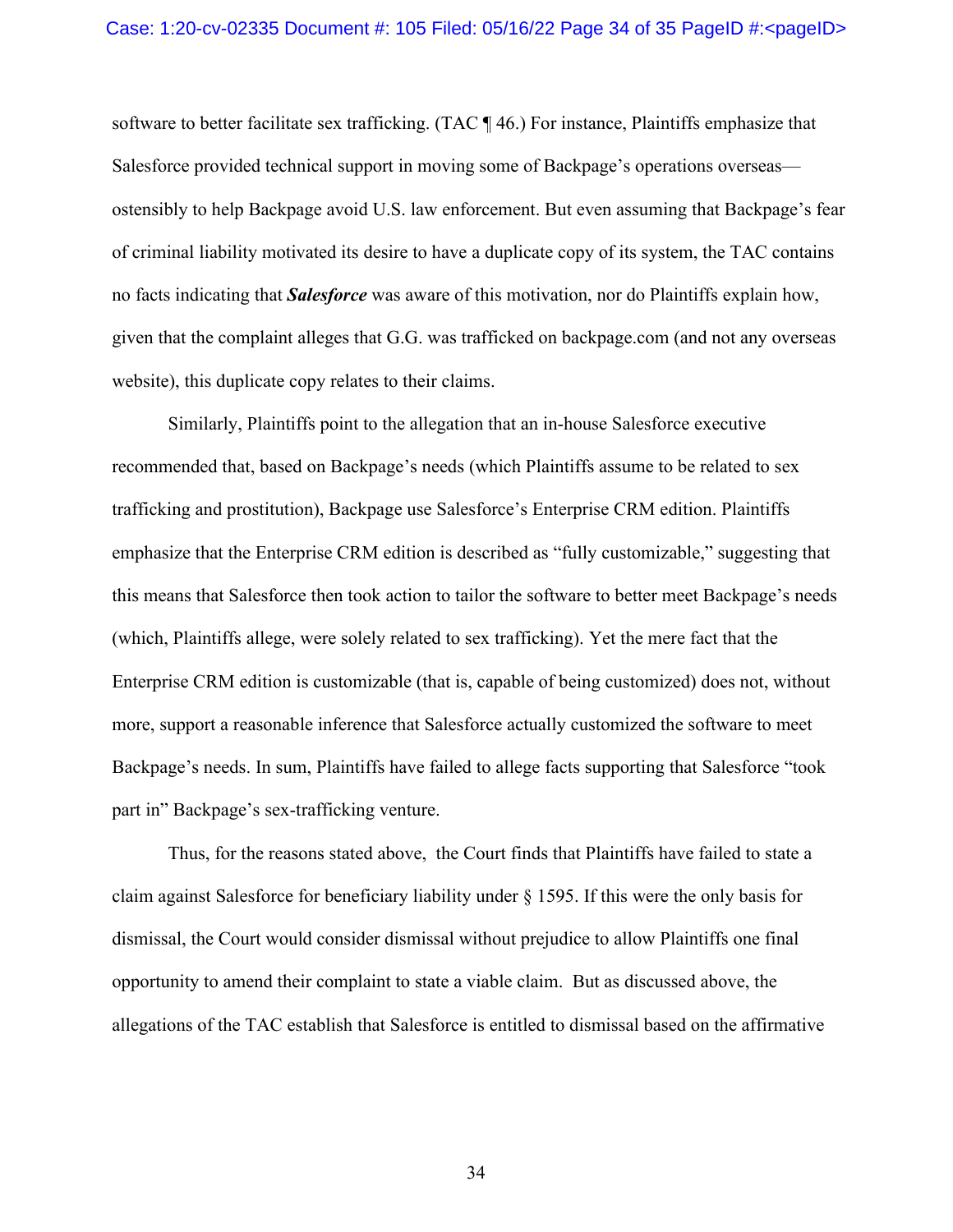software to better facilitate sex trafficking. (TAC ¶ 46.) For instance, Plaintiffs emphasize that Salesforce provided technical support in moving some of Backpage's operations overseas—ostensibly to help Backpage avoid U.S. law enforcement. But even assuming that Backpage's fear of criminal liability motivated its desire to have a duplicate copy of its system, the TAC contains no facts indicating that ***Salesforce*** was aware of this motivation, nor do Plaintiffs explain how, given that the complaint alleges that G.G. was trafficked on backpage.com (and not any overseas website), this duplicate copy relates to their claims.

Similarly, Plaintiffs point to the allegation that an in-house Salesforce executive recommended that, based on Backpage's needs (which Plaintiffs assume to be related to sex trafficking and prostitution), Backpage use Salesforce's Enterprise CRM edition. Plaintiffs emphasize that the Enterprise CRM edition is described as "fully customizable," suggesting that this means that Salesforce then took action to tailor the software to better meet Backpage's needs (which, Plaintiffs allege, were solely related to sex trafficking). Yet the mere fact that the Enterprise CRM edition is customizable (that is, capable of being customized) does not, without more, support a reasonable inference that Salesforce actually customized the software to meet Backpage's needs. In sum, Plaintiffs have failed to allege facts supporting that Salesforce "took part in" Backpage's sex-trafficking venture.

Thus, for the reasons stated above, the Court finds that Plaintiffs have failed to state a claim against Salesforce for beneficiary liability under § 1595. If this were the only basis for dismissal, the Court would consider dismissal without prejudice to allow Plaintiffs one final opportunity to amend their complaint to state a viable claim. But as discussed above, the allegations of the TAC establish that Salesforce is entitled to dismissal based on the affirmative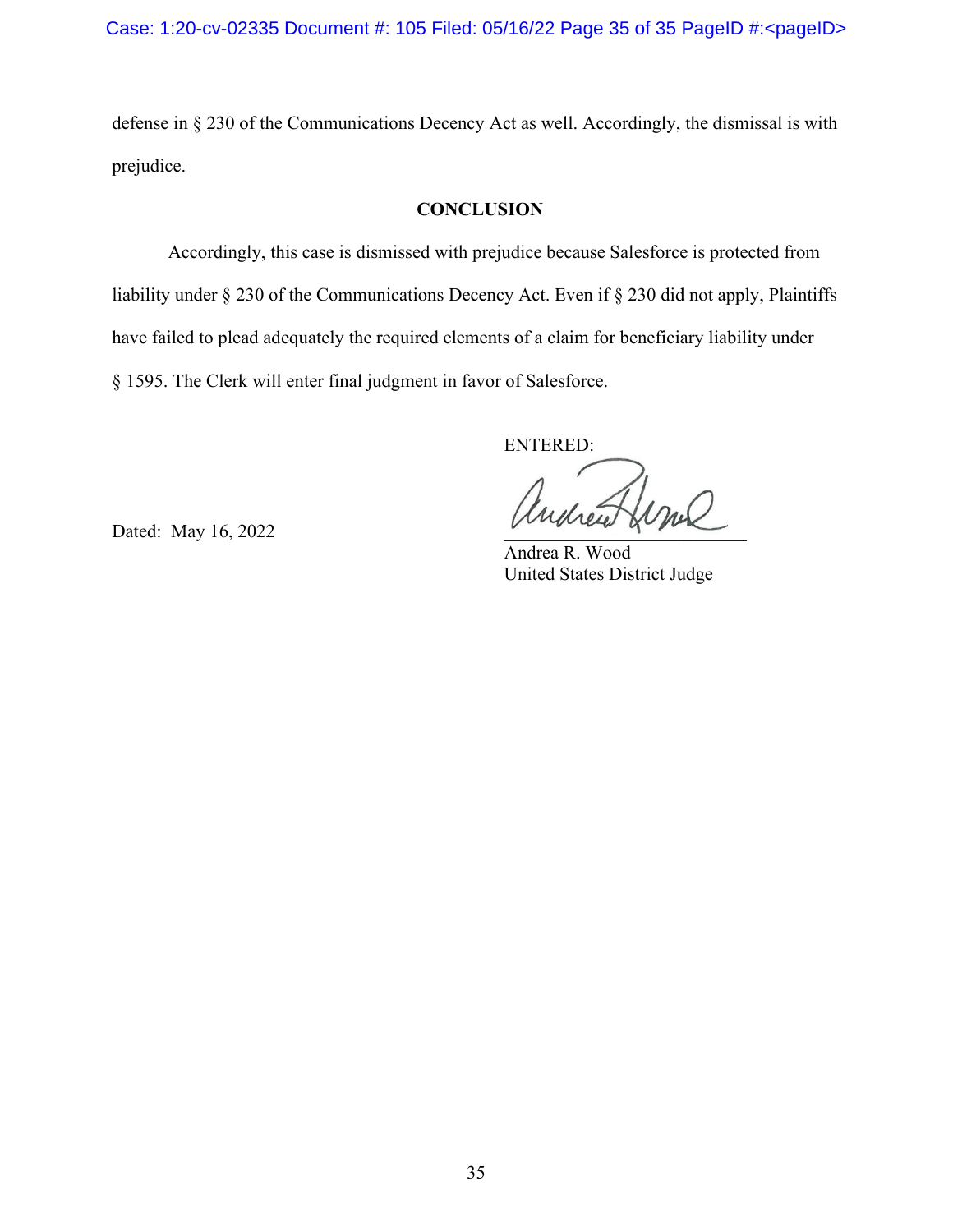defense in § 230 of the Communications Decency Act as well. Accordingly, the dismissal is with prejudice.

## CONCLUSION

Accordingly, this case is dismissed with prejudice because Salesforce is protected from liability under § 230 of the Communications Decency Act. Even if § 230 did not apply, Plaintiffs have failed to plead adequately the required elements of a claim for beneficiary liability under § 1595. The Clerk will enter final judgment in favor of Salesforce.

ENTERED:

Dated: May 16, 2022

Andrea R. Wood
United States District Judge